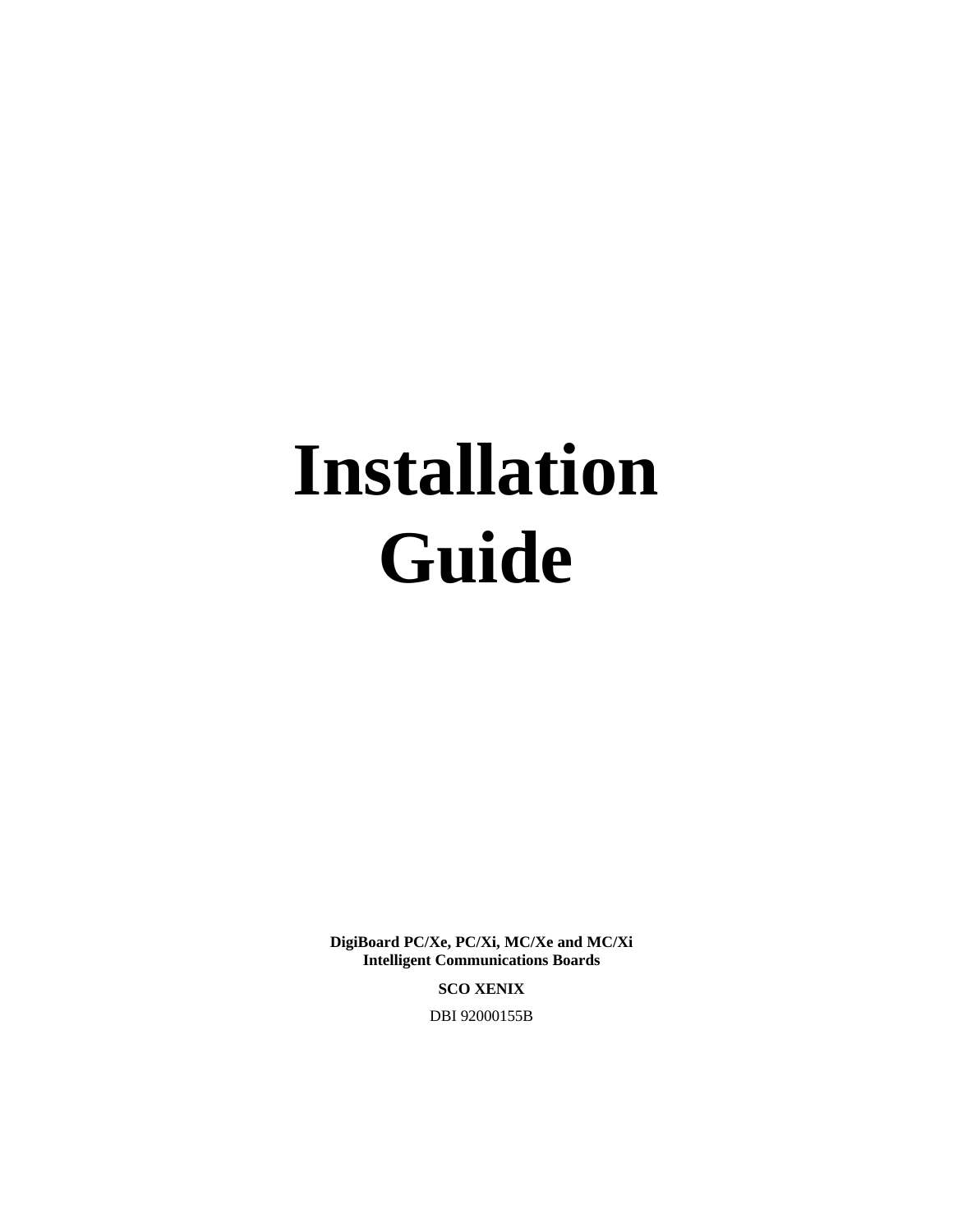# Installation Guide

**DigiBoard PC/Xe, PC/Xi, MC/Xe and MC/Xi**
**Intelligent Communications Boards**

**SCO XENIX**

DBI 92000155B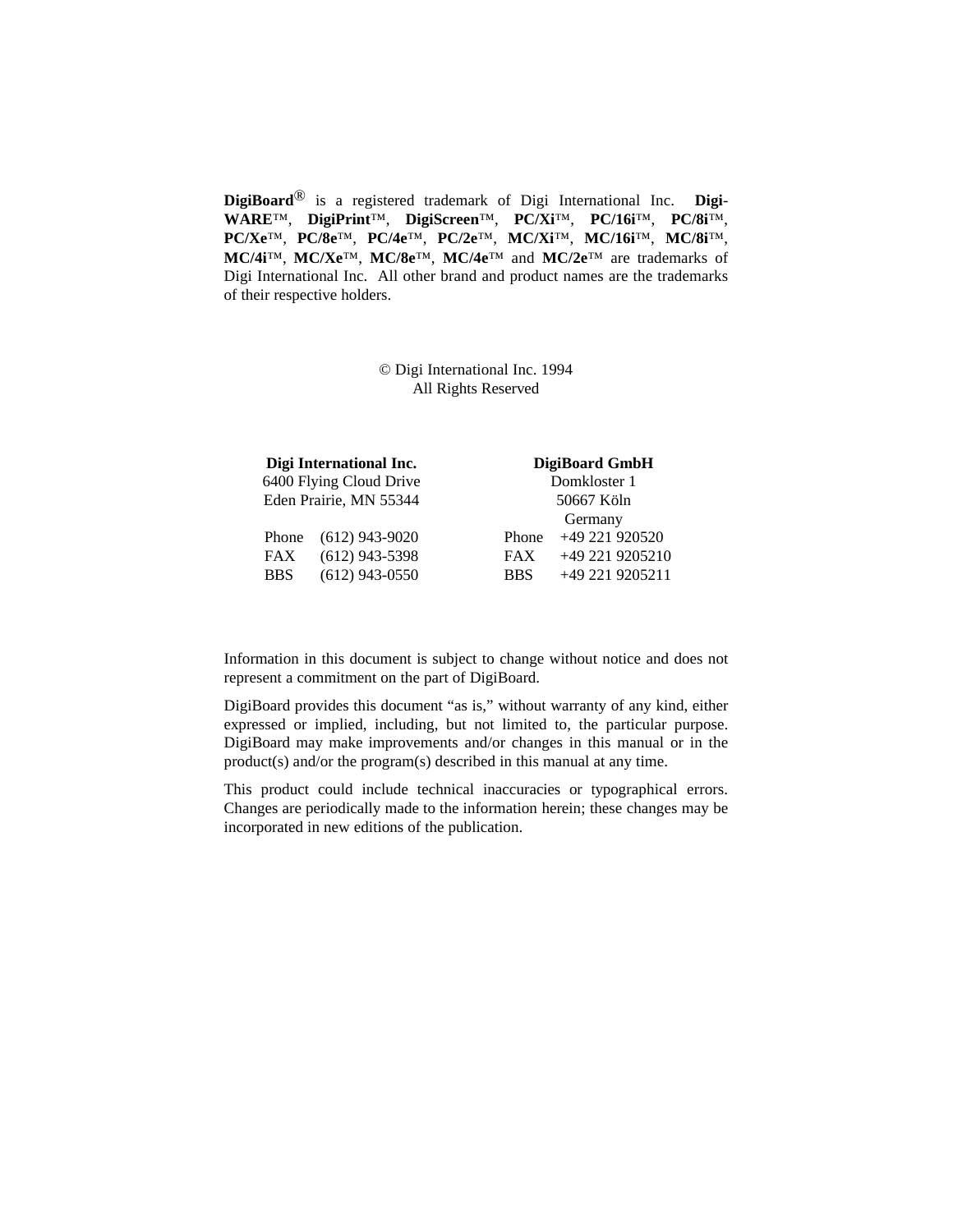**DigiBoard**® is a registered trademark of Digi International Inc. **Digi-WARE**™, **DigiPrint**™, **DigiScreen**™, **PC/Xi**™, **PC/16i**™, **PC/8i**™, **PC/Xe**™, **PC/8e**™, **PC/4e**™, **PC/2e**™, **MC/Xi**™, **MC/16i**™, **MC/8i**™, **MC/4i**™, **MC/Xe**™, **MC/8e**™, **MC/4e**™ and **MC/2e**™ are trademarks of Digi International Inc. All other brand and product names are the trademarks of their respective holders.

© Digi International Inc. 1994
All Rights Reserved

**Digi International Inc.**
6400 Flying Cloud Drive
Eden Prairie, MN 55344

Phone (612) 943-9020
FAX (612) 943-5398
BBS (612) 943-0550

**DigiBoard GmbH**
Domkloster 1
50667 Köln
Germany

Phone +49 221 920520
FAX +49 221 9205210
BBS +49 221 9205211

Information in this document is subject to change without notice and does not represent a commitment on the part of DigiBoard.

DigiBoard provides this document "as is," without warranty of any kind, either expressed or implied, including, but not limited to, the particular purpose. DigiBoard may make improvements and/or changes in this manual or in the product(s) and/or the program(s) described in this manual at any time.

This product could include technical inaccuracies or typographical errors. Changes are periodically made to the information herein; these changes may be incorporated in new editions of the publication.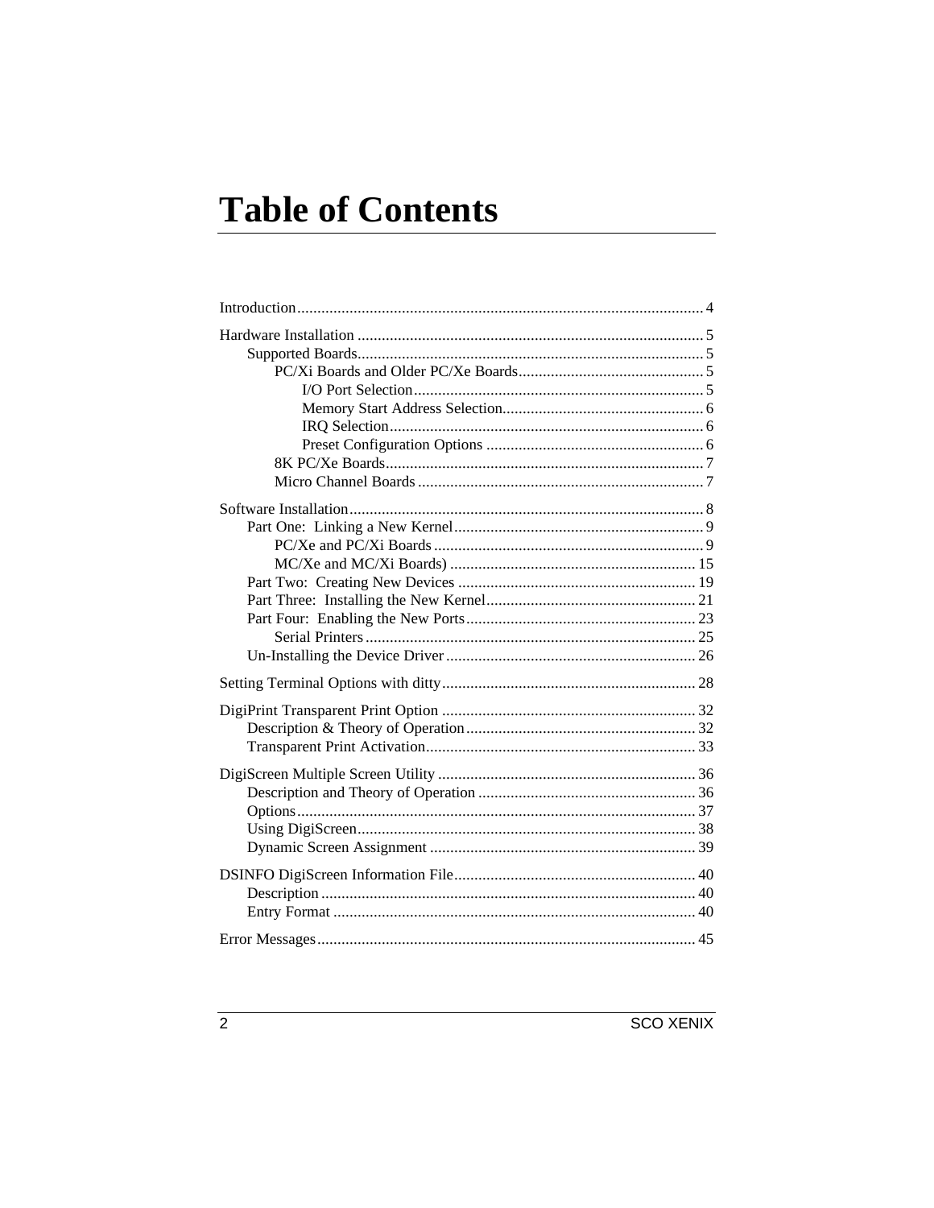# Table of Contents

Introduction.................................................................................................... 4

Hardware Installation ..................................................................................... 5
- Supported Boards..................................................................................... 5
  - PC/Xi Boards and Older PC/Xe Boards............................................. 5
    - I/O Port Selection......................................................................... 5
    - Memory Start Address Selection.................................................. 6
    - IRQ Selection............................................................................... 6
    - Preset Configuration Options ...................................................... 6
  - 8K PC/Xe Boards.............................................................................. 7
  - Micro Channel Boards ....................................................................... 7

Software Installation....................................................................................... 8
- Part One: Linking a New Kernel............................................................. 9
  - PC/Xe and PC/Xi Boards ................................................................... 9
  - MC/Xe and MC/Xi Boards) ............................................................. 15
- Part Two: Creating New Devices ........................................................... 19
- Part Three: Installing the New Kernel.................................................... 21
- Part Four: Enabling the New Ports......................................................... 23
  - Serial Printers .................................................................................. 25
- Un-Installing the Device Driver .............................................................. 26

Setting Terminal Options with ditty............................................................... 28

DigiPrint Transparent Print Option ............................................................... 32
- Description & Theory of Operation......................................................... 32
- Transparent Print Activation................................................................... 33

DigiScreen Multiple Screen Utility ................................................................ 36
- Description and Theory of Operation ...................................................... 36
- Options................................................................................................... 37
- Using DigiScreen.................................................................................... 38
- Dynamic Screen Assignment .................................................................. 39

DSINFO DigiScreen Information File............................................................ 40
- Description ............................................................................................. 40
- Entry Format .......................................................................................... 40

Error Messages............................................................................................. 45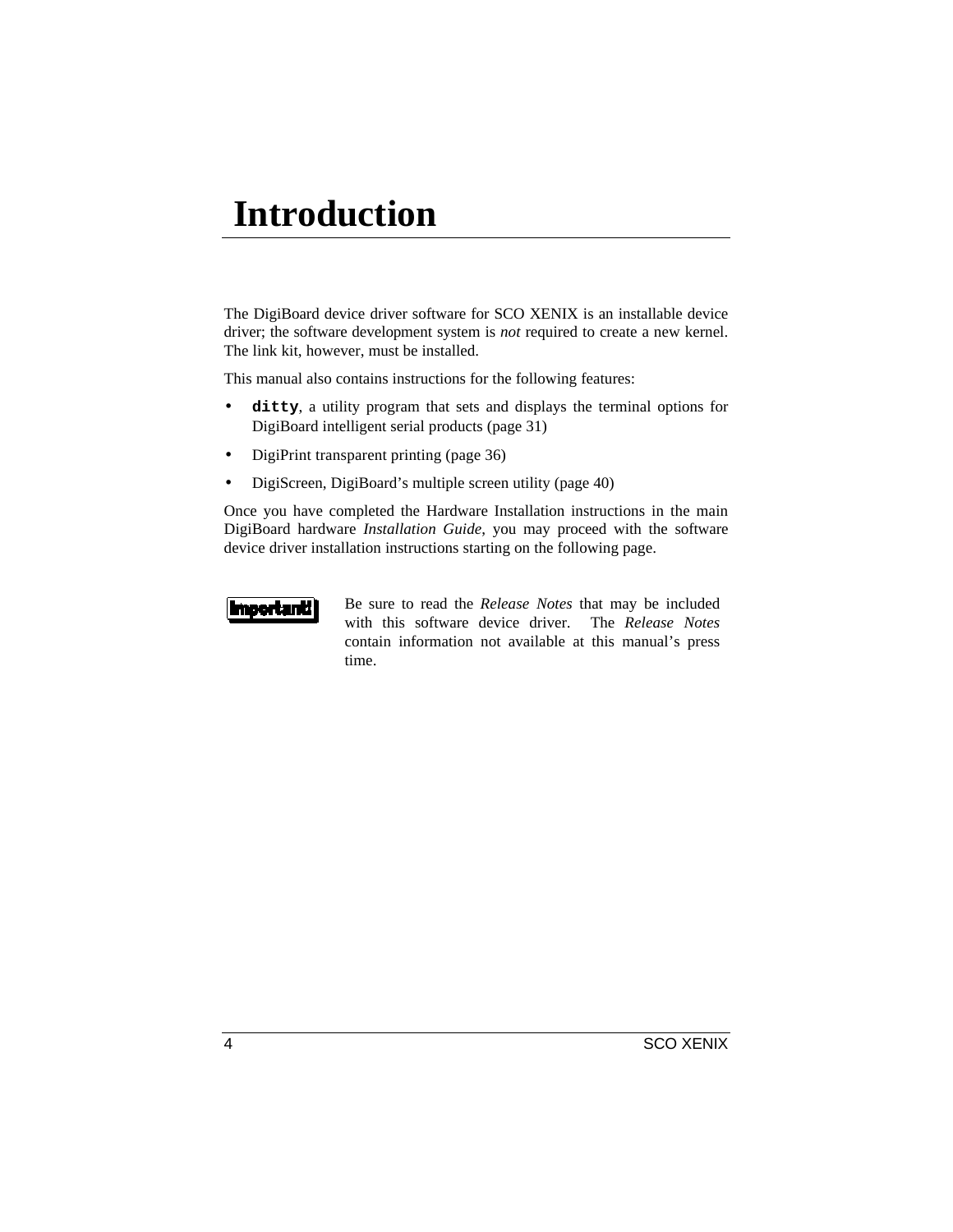# Introduction

The DigiBoard device driver software for SCO XENIX is an installable device driver; the software development system is *not* required to create a new kernel. The link kit, however, must be installed.

This manual also contains instructions for the following features:

- **`ditty`**, a utility program that sets and displays the terminal options for DigiBoard intelligent serial products (page 31)
- DigiPrint transparent printing (page 36)
- DigiScreen, DigiBoard's multiple screen utility (page 40)

Once you have completed the Hardware Installation instructions in the main DigiBoard hardware *Installation Guide*, you may proceed with the software device driver installation instructions starting on the following page.

**Important!** Be sure to read the *Release Notes* that may be included with this software device driver. The *Release Notes* contain information not available at this manual's press time.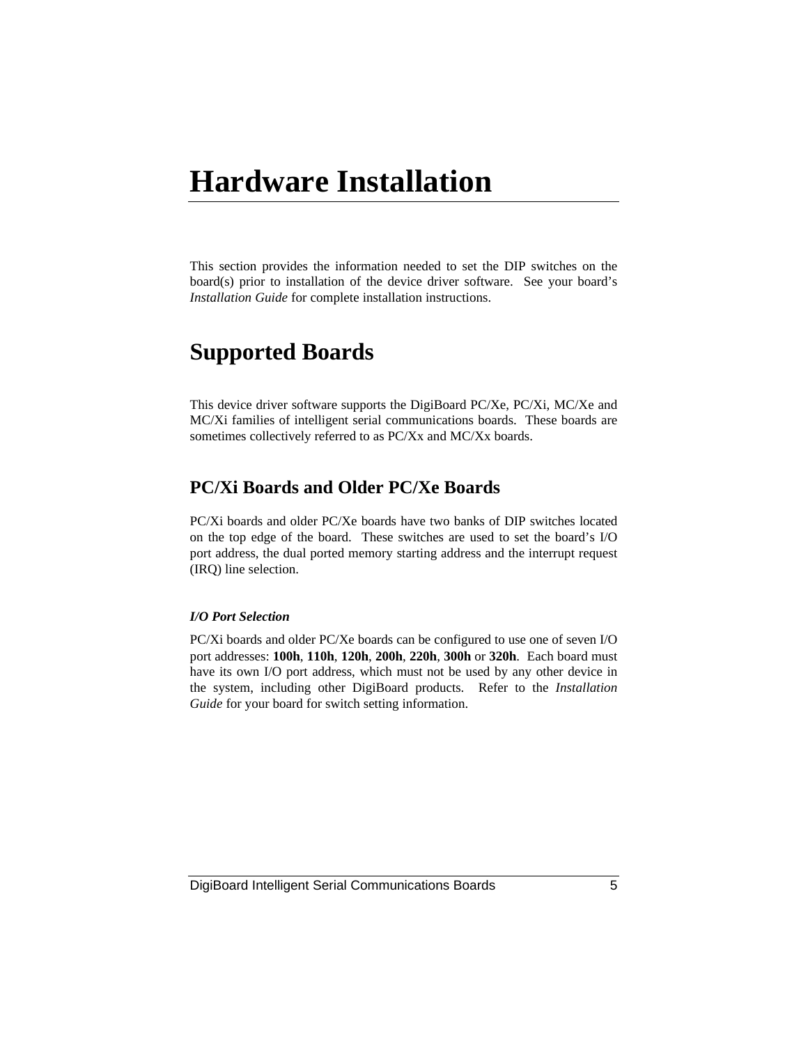# Hardware Installation

This section provides the information needed to set the DIP switches on the board(s) prior to installation of the device driver software. See your board's *Installation Guide* for complete installation instructions.

## Supported Boards

This device driver software supports the DigiBoard PC/Xe, PC/Xi, MC/Xe and MC/Xi families of intelligent serial communications boards. These boards are sometimes collectively referred to as PC/Xx and MC/Xx boards.

### PC/Xi Boards and Older PC/Xe Boards

PC/Xi boards and older PC/Xe boards have two banks of DIP switches located on the top edge of the board. These switches are used to set the board's I/O port address, the dual ported memory starting address and the interrupt request (IRQ) line selection.

#### *I/O Port Selection*

PC/Xi boards and older PC/Xe boards can be configured to use one of seven I/O port addresses: **100h**, **110h**, **120h**, **200h**, **220h**, **300h** or **320h**. Each board must have its own I/O port address, which must not be used by any other device in the system, including other DigiBoard products. Refer to the *Installation Guide* for your board for switch setting information.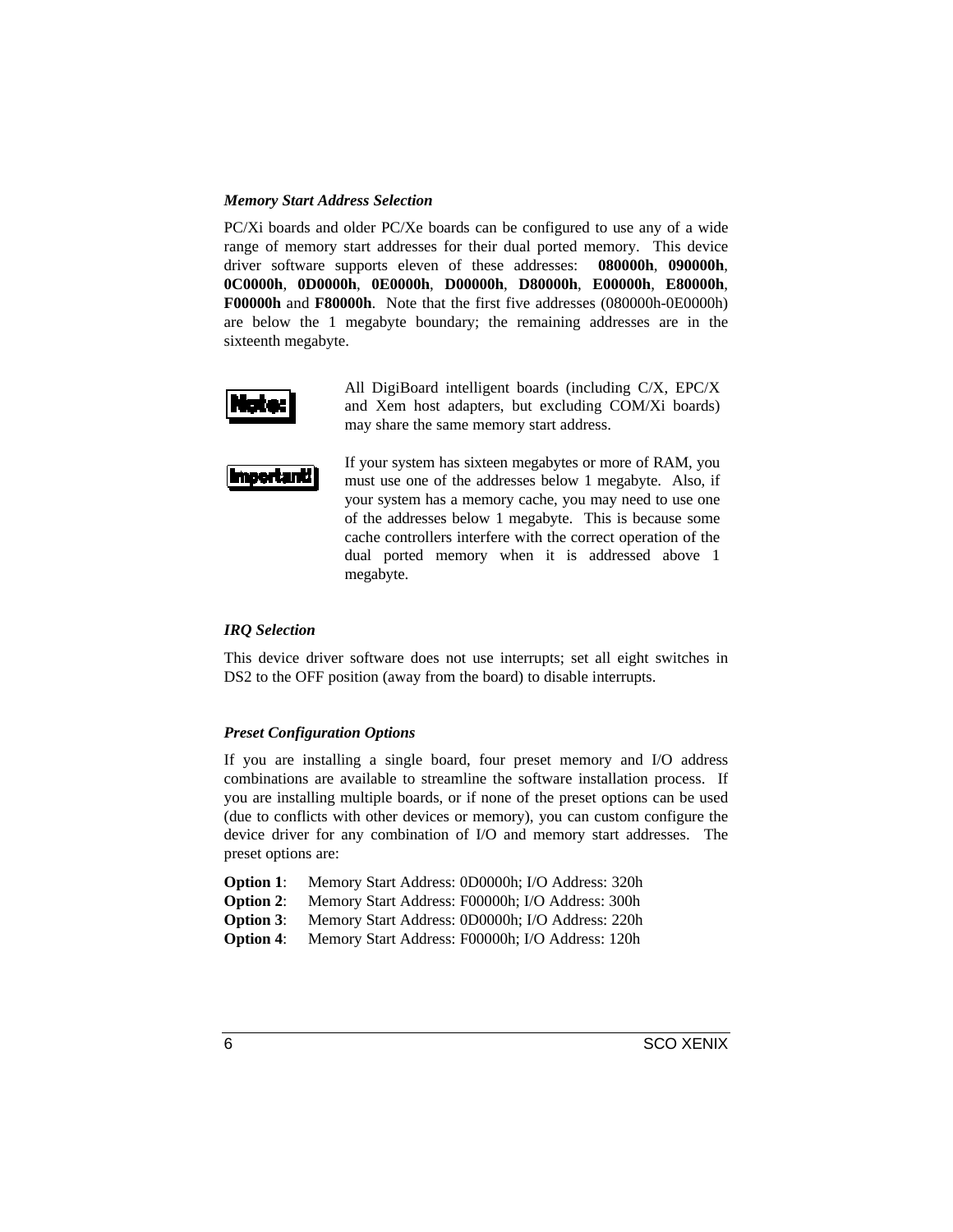### *Memory Start Address Selection*

PC/Xi boards and older PC/Xe boards can be configured to use any of a wide range of memory start addresses for their dual ported memory. This device driver software supports eleven of these addresses: **080000h**, **090000h**, **0C0000h**, **0D0000h**, **0E0000h**, **D00000h**, **D80000h**, **E00000h**, **E80000h**, **F00000h** and **F80000h**. Note that the first five addresses (080000h-0E0000h) are below the 1 megabyte boundary; the remaining addresses are in the sixteenth megabyte.

**Note:** All DigiBoard intelligent boards (including C/X, EPC/X and Xem host adapters, but excluding COM/Xi boards) may share the same memory start address.

**Important!** If your system has sixteen megabytes or more of RAM, you must use one of the addresses below 1 megabyte. Also, if your system has a memory cache, you may need to use one of the addresses below 1 megabyte. This is because some cache controllers interfere with the correct operation of the dual ported memory when it is addressed above 1 megabyte.

### *IRQ Selection*

This device driver software does not use interrupts; set all eight switches in DS2 to the OFF position (away from the board) to disable interrupts.

### *Preset Configuration Options*

If you are installing a single board, four preset memory and I/O address combinations are available to streamline the software installation process. If you are installing multiple boards, or if none of the preset options can be used (due to conflicts with other devices or memory), you can custom configure the device driver for any combination of I/O and memory start addresses. The preset options are:

**Option 1**: Memory Start Address: 0D0000h; I/O Address: 320h
**Option 2**: Memory Start Address: F00000h; I/O Address: 300h
**Option 3**: Memory Start Address: 0D0000h; I/O Address: 220h
**Option 4**: Memory Start Address: F00000h; I/O Address: 120h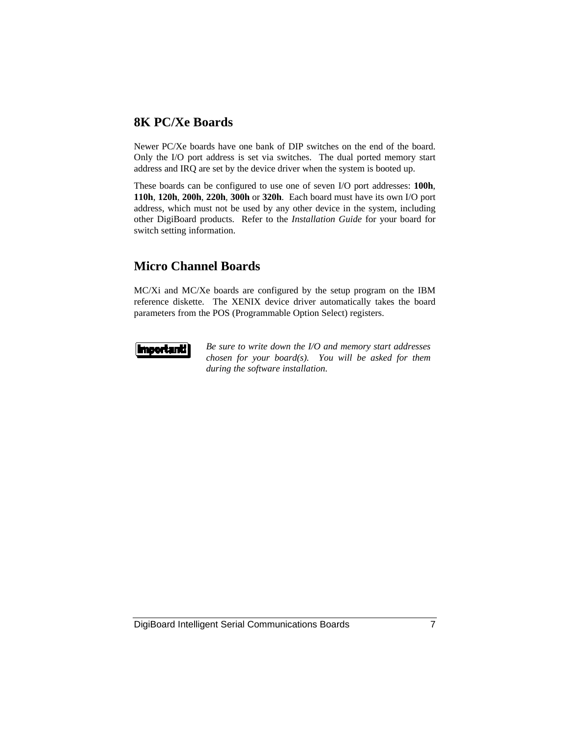## 8K PC/Xe Boards

Newer PC/Xe boards have one bank of DIP switches on the end of the board. Only the I/O port address is set via switches. The dual ported memory start address and IRQ are set by the device driver when the system is booted up.

These boards can be configured to use one of seven I/O port addresses: **100h**, **110h**, **120h**, **200h**, **220h**, **300h** or **320h**. Each board must have its own I/O port address, which must not be used by any other device in the system, including other DigiBoard products. Refer to the *Installation Guide* for your board for switch setting information.

## Micro Channel Boards

MC/Xi and MC/Xe boards are configured by the setup program on the IBM reference diskette. The XENIX device driver automatically takes the board parameters from the POS (Programmable Option Select) registers.

**Important!** *Be sure to write down the I/O and memory start addresses chosen for your board(s). You will be asked for them during the software installation.*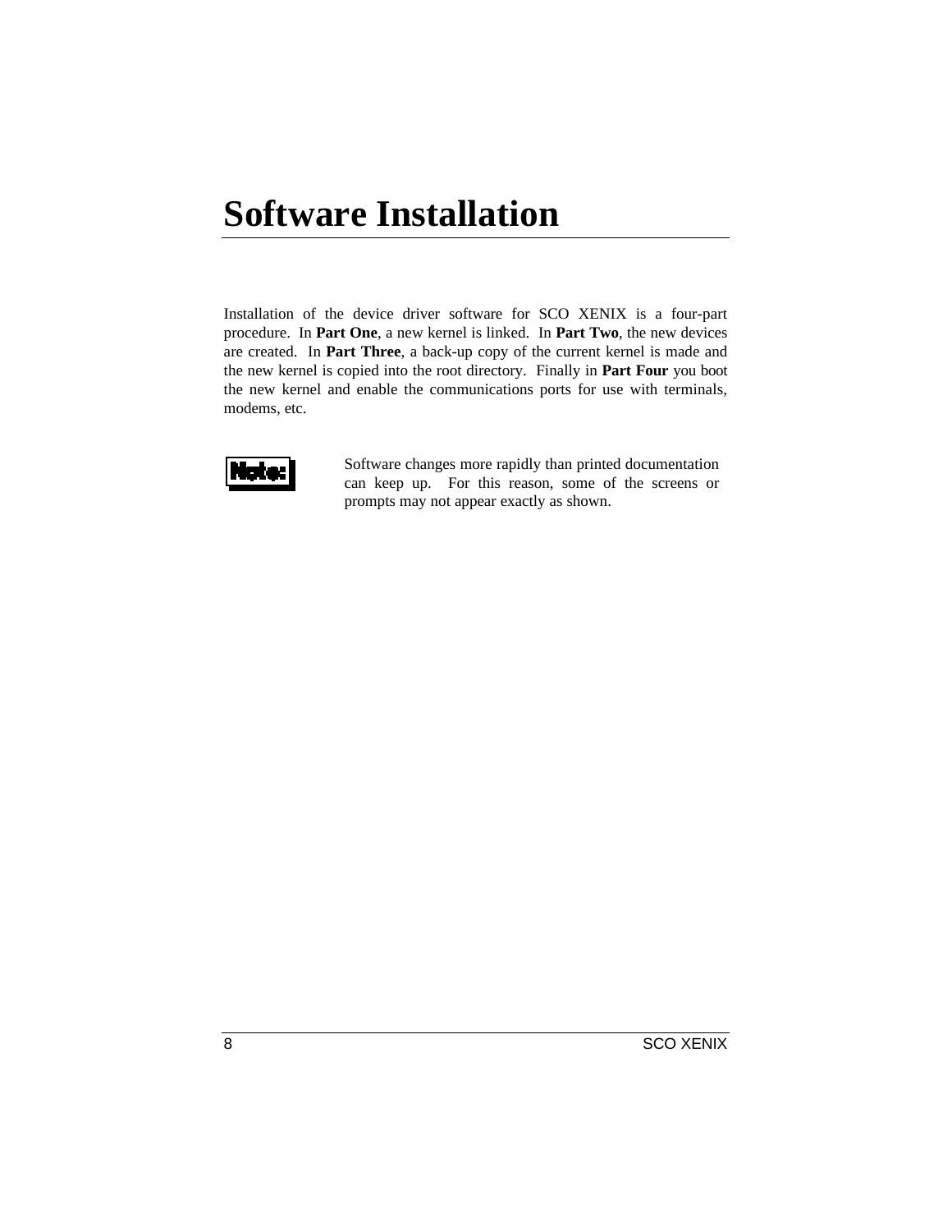# Software Installation

Installation of the device driver software for SCO XENIX is a four-part procedure. In **Part One**, a new kernel is linked. In **Part Two**, the new devices are created. In **Part Three**, a back-up copy of the current kernel is made and the new kernel is copied into the root directory. Finally in **Part Four** you boot the new kernel and enable the communications ports for use with terminals, modems, etc.

**Note:** Software changes more rapidly than printed documentation can keep up. For this reason, some of the screens or prompts may not appear exactly as shown.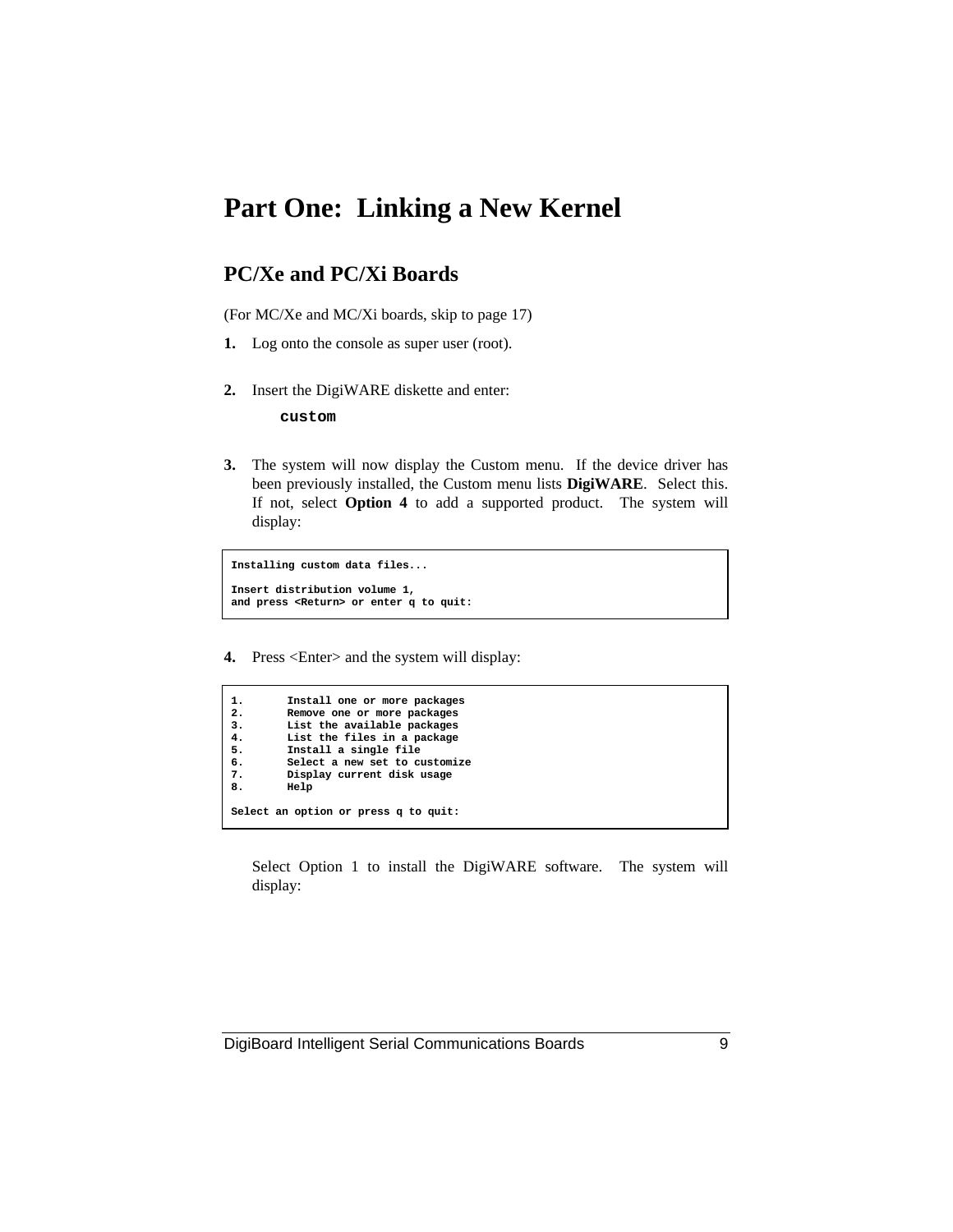# Part One: Linking a New Kernel

## PC/Xe and PC/Xi Boards

(For MC/Xe and MC/Xi boards, skip to page 17)

**1.** Log onto the console as super user (root).

**2.** Insert the DigiWARE diskette and enter:

```
custom
```

**3.** The system will now display the Custom menu. If the device driver has been previously installed, the Custom menu lists **DigiWARE**. Select this. If not, select **Option 4** to add a supported product. The system will display:

```
Installing custom data files...

Insert distribution volume 1,
and press <Return> or enter q to quit:
```

**4.** Press <Enter> and the system will display:

```
1.      Install one or more packages
2.      Remove one or more packages
3.      List the available packages
4.      List the files in a package
5.      Install a single file
6.      Select a new set to customize
7.      Display current disk usage
8.      Help

Select an option or press q to quit:
```

Select Option 1 to install the DigiWARE software. The system will display: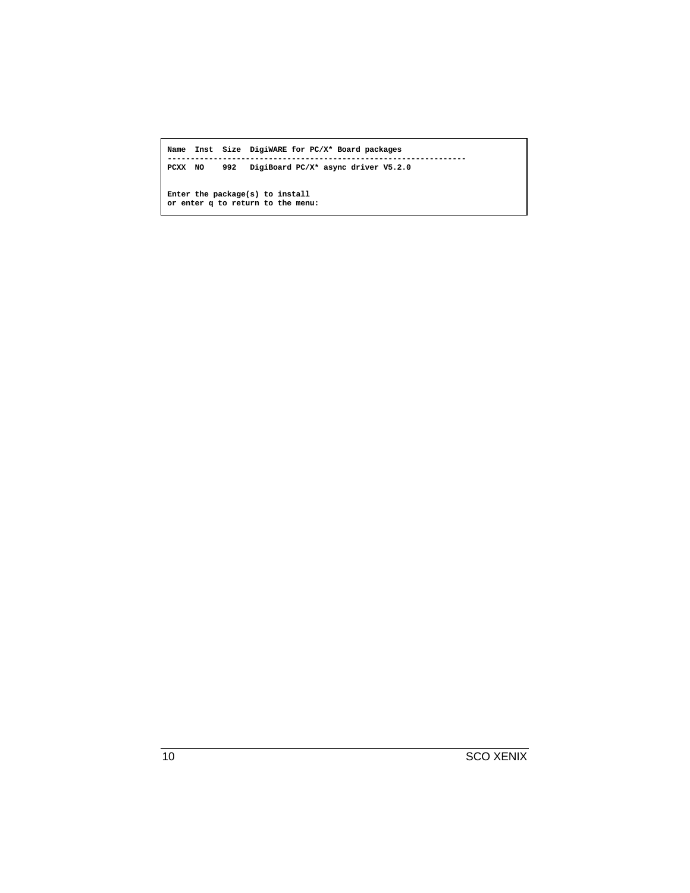```
Name  Inst  Size  DigiWARE for PC/X* Board packages
-----------------------------------------------------------------
PCXX  NO    992   DigiBoard PC/X* async driver V5.2.0


Enter the package(s) to install
or enter q to return to the menu:
```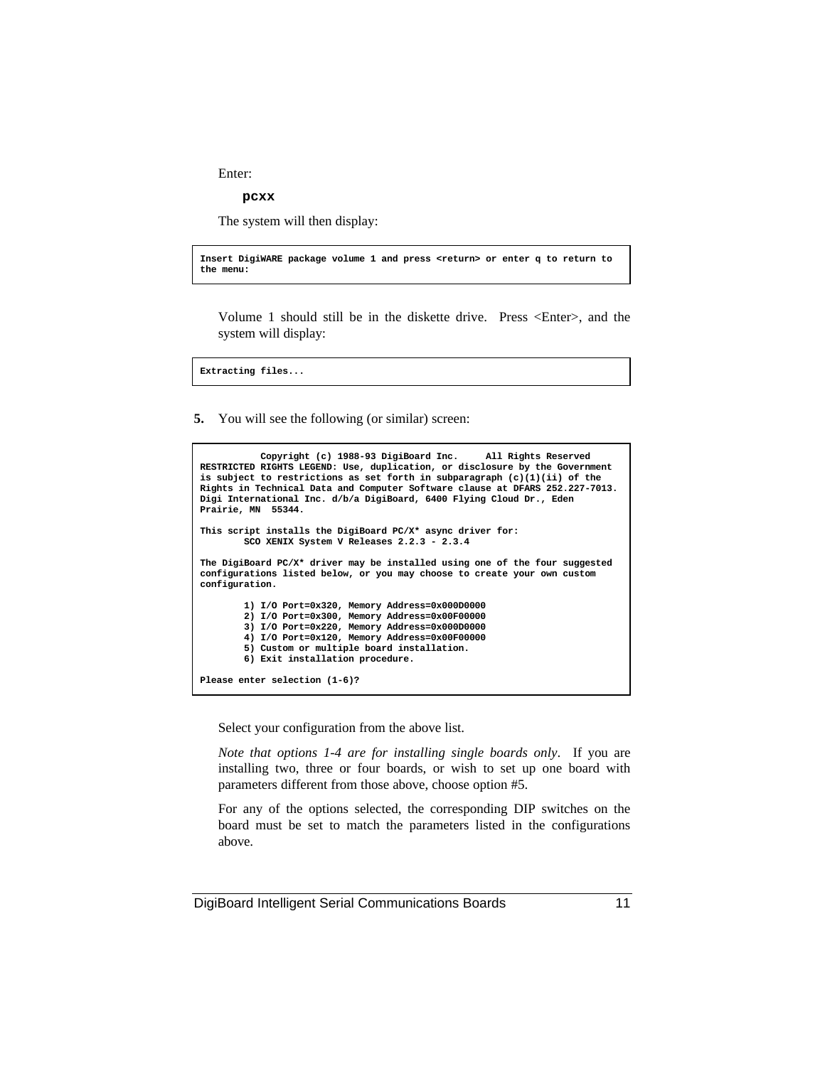Enter:

**pcxx**

The system will then display:

```
Insert DigiWARE package volume 1 and press <return> or enter q to return to
the menu:
```

Volume 1 should still be in the diskette drive. Press <Enter>, and the system will display:

```
Extracting files...
```

**5.** You will see the following (or similar) screen:

```
           Copyright (c) 1988-93 DigiBoard Inc.     All Rights Reserved
RESTRICTED RIGHTS LEGEND: Use, duplication, or disclosure by the Government
is subject to restrictions as set forth in subparagraph (c)(1)(ii) of the
Rights in Technical Data and Computer Software clause at DFARS 252.227-7013.
Digi International Inc. d/b/a DigiBoard, 6400 Flying Cloud Dr., Eden
Prairie, MN  55344.

This script installs the DigiBoard PC/X* async driver for:
        SCO XENIX System V Releases 2.2.3 - 2.3.4

The DigiBoard PC/X* driver may be installed using one of the four suggested
configurations listed below, or you may choose to create your own custom
configuration.

        1) I/O Port=0x320, Memory Address=0x000D0000
        2) I/O Port=0x300, Memory Address=0x00F00000
        3) I/O Port=0x220, Memory Address=0x000D0000
        4) I/O Port=0x120, Memory Address=0x00F00000
        5) Custom or multiple board installation.
        6) Exit installation procedure.

Please enter selection (1-6)?
```

Select your configuration from the above list.

*Note that options 1-4 are for installing single boards only*. If you are installing two, three or four boards, or wish to set up one board with parameters different from those above, choose option #5.

For any of the options selected, the corresponding DIP switches on the board must be set to match the parameters listed in the configurations above.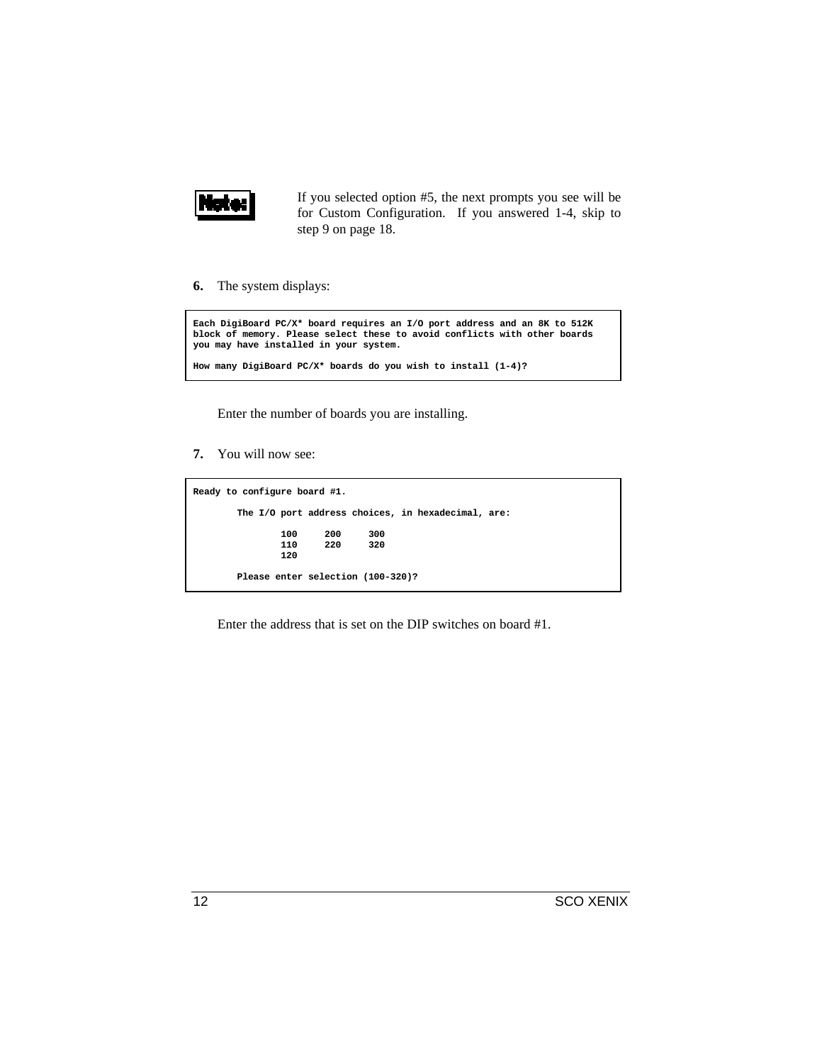**Note:** If you selected option #5, the next prompts you see will be for Custom Configuration. If you answered 1-4, skip to step 9 on page 18.

**6.** The system displays:

```
Each DigiBoard PC/X* board requires an I/O port address and an 8K to 512K
block of memory. Please select these to avoid conflicts with other boards
you may have installed in your system.

How many DigiBoard PC/X* boards do you wish to install (1-4)?
```

Enter the number of boards you are installing.

**7.** You will now see:

```
Ready to configure board #1.

        The I/O port address choices, in hexadecimal, are:

                100     200     300
                110     220     320
                120

        Please enter selection (100-320)?
```

Enter the address that is set on the DIP switches on board #1.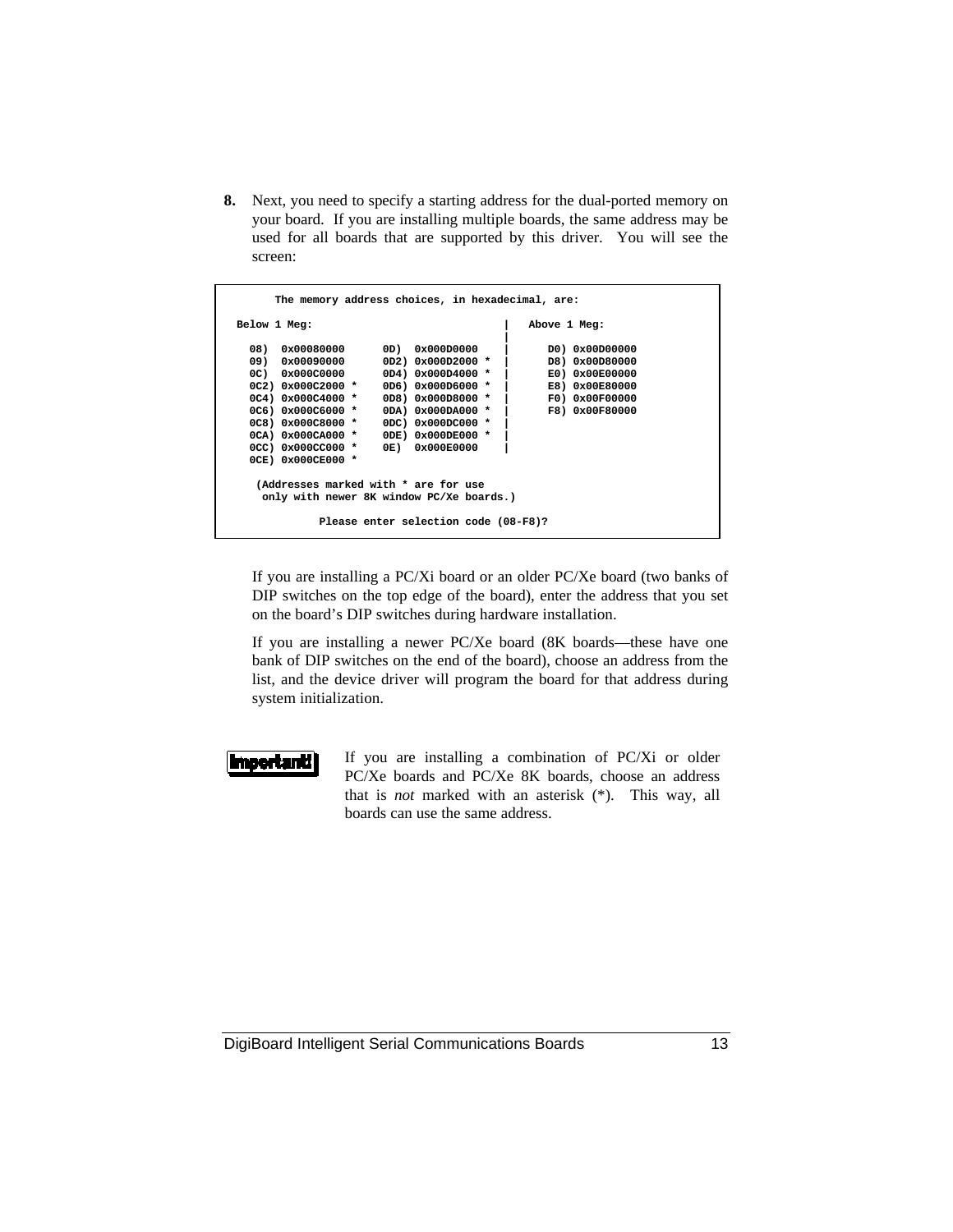**8.** Next, you need to specify a starting address for the dual-ported memory on your board. If you are installing multiple boards, the same address may be used for all boards that are supported by this driver. You will see the screen:

```
      The memory address choices, in hexadecimal, are:

Below 1 Meg:                                  |   Above 1 Meg:
                                              |
  08)  0x00080000      0D)  0x000D0000    |      D0) 0x00D00000
  09)  0x00090000      0D2) 0x000D2000 *  |      D8) 0x00D80000
  0C)  0x000C0000      0D4) 0x000D4000 *  |      E0) 0x00E00000
  0C2) 0x000C2000 *    0D6) 0x000D6000 *  |      E8) 0x00E80000
  0C4) 0x000C4000 *    0D8) 0x000D8000 *  |      F0) 0x00F00000
  0C6) 0x000C6000 *    0DA) 0x000DA000 *  |      F8) 0x00F80000
  0C8) 0x000C8000 *    0DC) 0x000DC000 *  |
  0CA) 0x000CA000 *    0DE) 0x000DE000 *  |
  0CC) 0x000CC000 *    0E)  0x000E0000    |
  0CE) 0x000CE000 *

   (Addresses marked with * are for use
    only with newer 8K window PC/Xe boards.)

           Please enter selection code (08-F8)?
```

If you are installing a PC/Xi board or an older PC/Xe board (two banks of DIP switches on the top edge of the board), enter the address that you set on the board's DIP switches during hardware installation.

If you are installing a newer PC/Xe board (8K boards—these have one bank of DIP switches on the end of the board), choose an address from the list, and the device driver will program the board for that address during system initialization.

**Important!** If you are installing a combination of PC/Xi or older PC/Xe boards and PC/Xe 8K boards, choose an address that is *not* marked with an asterisk (*). This way, all boards can use the same address.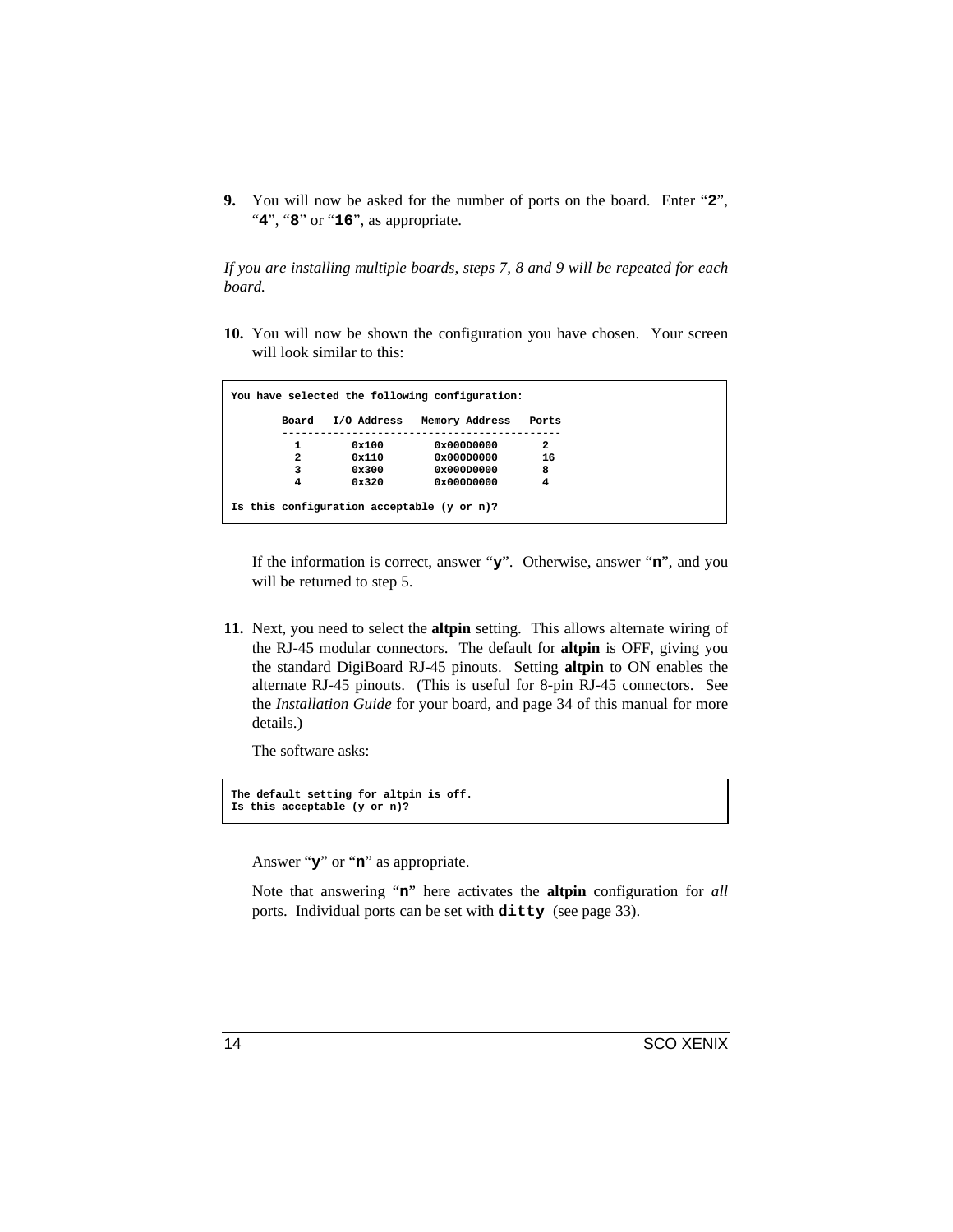**9.** You will now be asked for the number of ports on the board. Enter "**2**", "**4**", "**8**" or "**16**", as appropriate.

*If you are installing multiple boards, steps 7, 8 and 9 will be repeated for each board.*

**10.** You will now be shown the configuration you have chosen. Your screen will look similar to this:

```
You have selected the following configuration:

        Board   I/O Address   Memory Address   Ports
        ------------------------------------------
          1        0x100        0x000D0000       2
          2        0x110        0x000D0000       16
          3        0x300        0x000D0000       8
          4        0x320        0x000D0000       4

Is this configuration acceptable (y or n)?
```

If the information is correct, answer "**y**". Otherwise, answer "**n**", and you will be returned to step 5.

**11.** Next, you need to select the **altpin** setting. This allows alternate wiring of the RJ-45 modular connectors. The default for **altpin** is OFF, giving you the standard DigiBoard RJ-45 pinouts. Setting **altpin** to ON enables the alternate RJ-45 pinouts. (This is useful for 8-pin RJ-45 connectors. See the *Installation Guide* for your board, and page 34 of this manual for more details.)

The software asks:

```
The default setting for altpin is off.
Is this acceptable (y or n)?
```

Answer "**y**" or "**n**" as appropriate.

Note that answering "**n**" here activates the **altpin** configuration for *all* ports. Individual ports can be set with **ditty** (see page 33).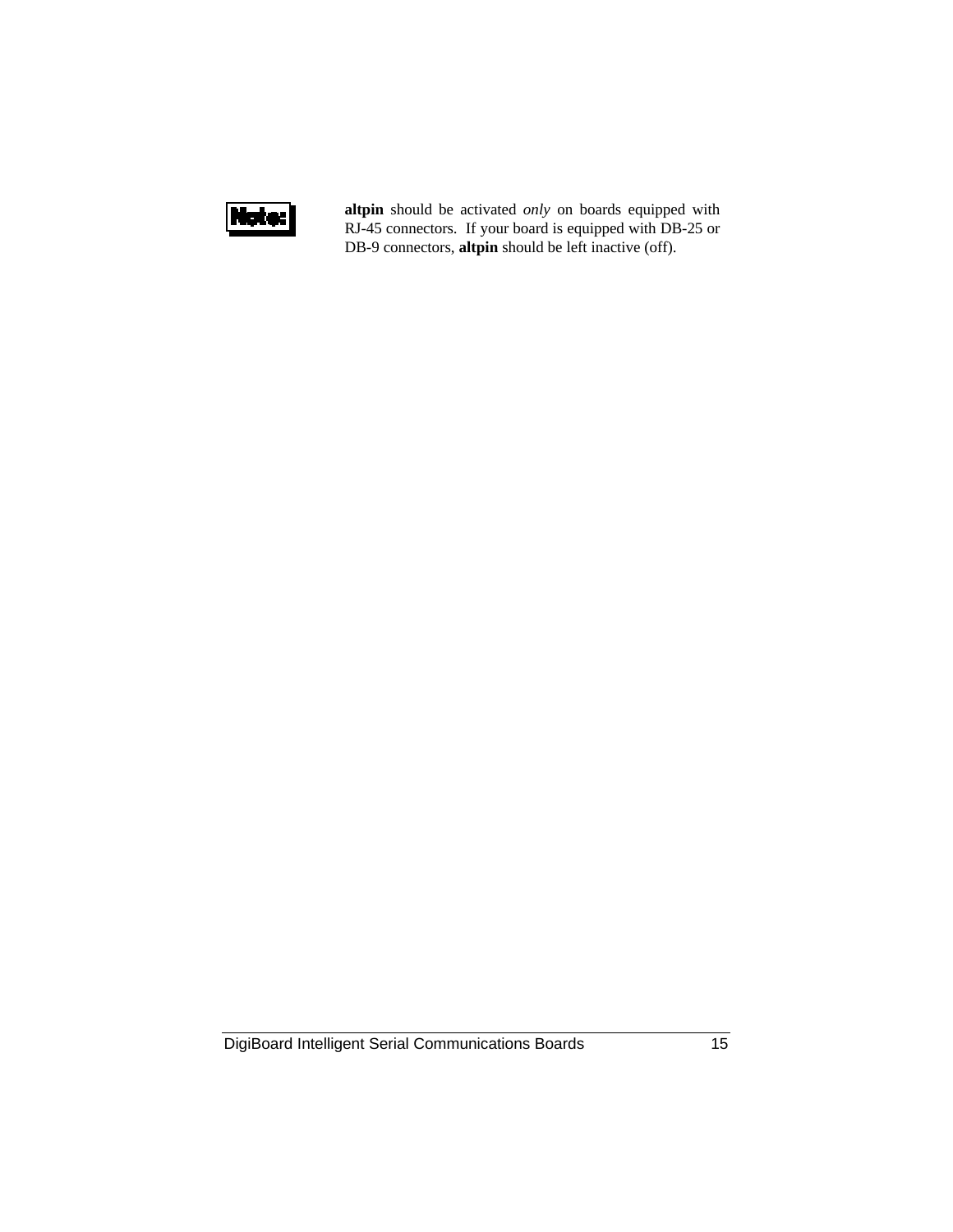**Note:**

**altpin** should be activated *only* on boards equipped with RJ-45 connectors. If your board is equipped with DB-25 or DB-9 connectors, **altpin** should be left inactive (off).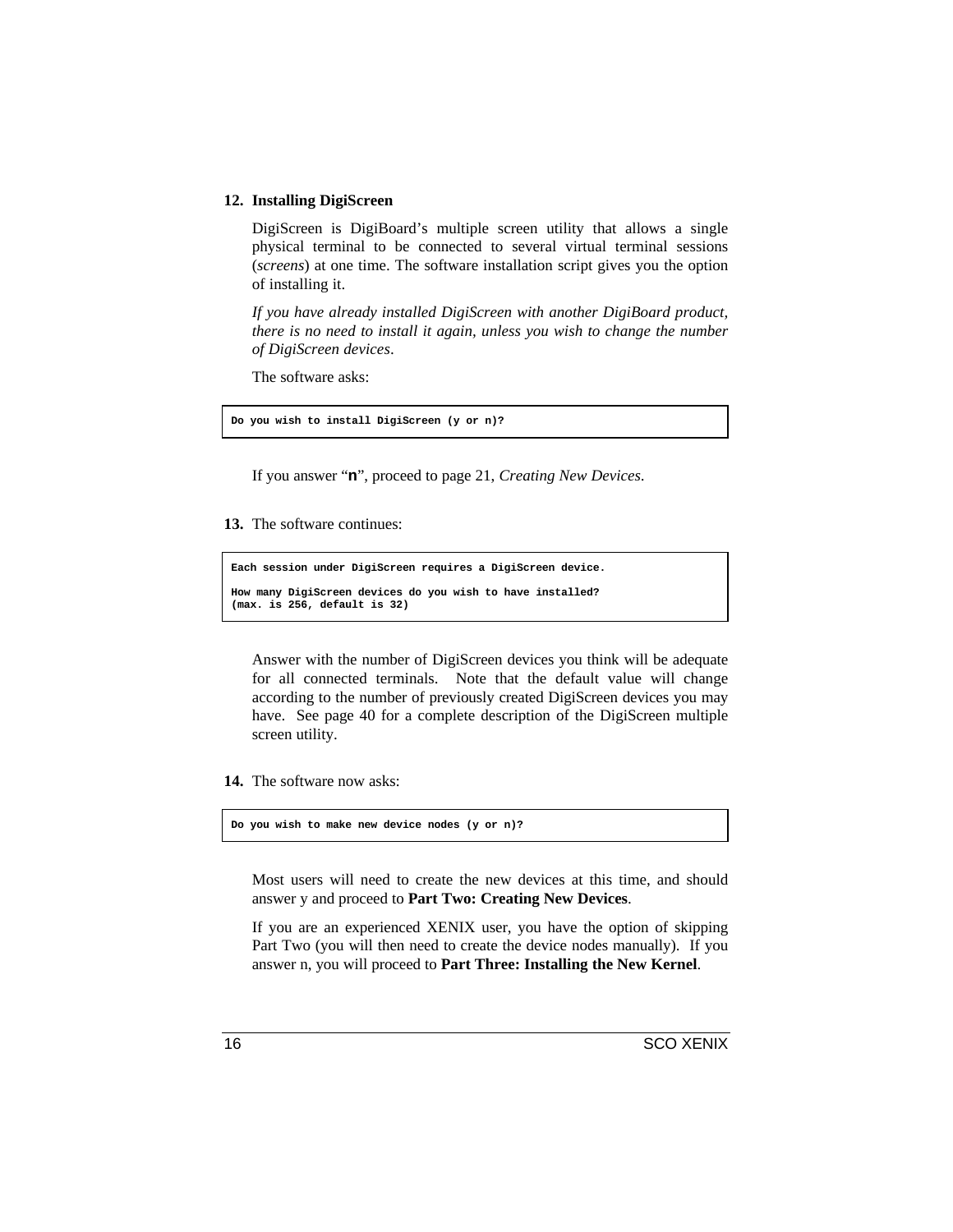**12. Installing DigiScreen**

DigiScreen is DigiBoard's multiple screen utility that allows a single physical terminal to be connected to several virtual terminal sessions (*screens*) at one time. The software installation script gives you the option of installing it.

*If you have already installed DigiScreen with another DigiBoard product, there is no need to install it again, unless you wish to change the number of DigiScreen devices*.

The software asks:

```
Do you wish to install DigiScreen (y or n)?
```

If you answer "**n**", proceed to page 21, *Creating New Devices.*

**13.** The software continues:

```
Each session under DigiScreen requires a DigiScreen device.

How many DigiScreen devices do you wish to have installed?
(max. is 256, default is 32)
```

Answer with the number of DigiScreen devices you think will be adequate for all connected terminals. Note that the default value will change according to the number of previously created DigiScreen devices you may have. See page 40 for a complete description of the DigiScreen multiple screen utility.

**14.** The software now asks:

```
Do you wish to make new device nodes (y or n)?
```

Most users will need to create the new devices at this time, and should answer y and proceed to **Part Two: Creating New Devices**.

If you are an experienced XENIX user, you have the option of skipping Part Two (you will then need to create the device nodes manually). If you answer n, you will proceed to **Part Three: Installing the New Kernel**.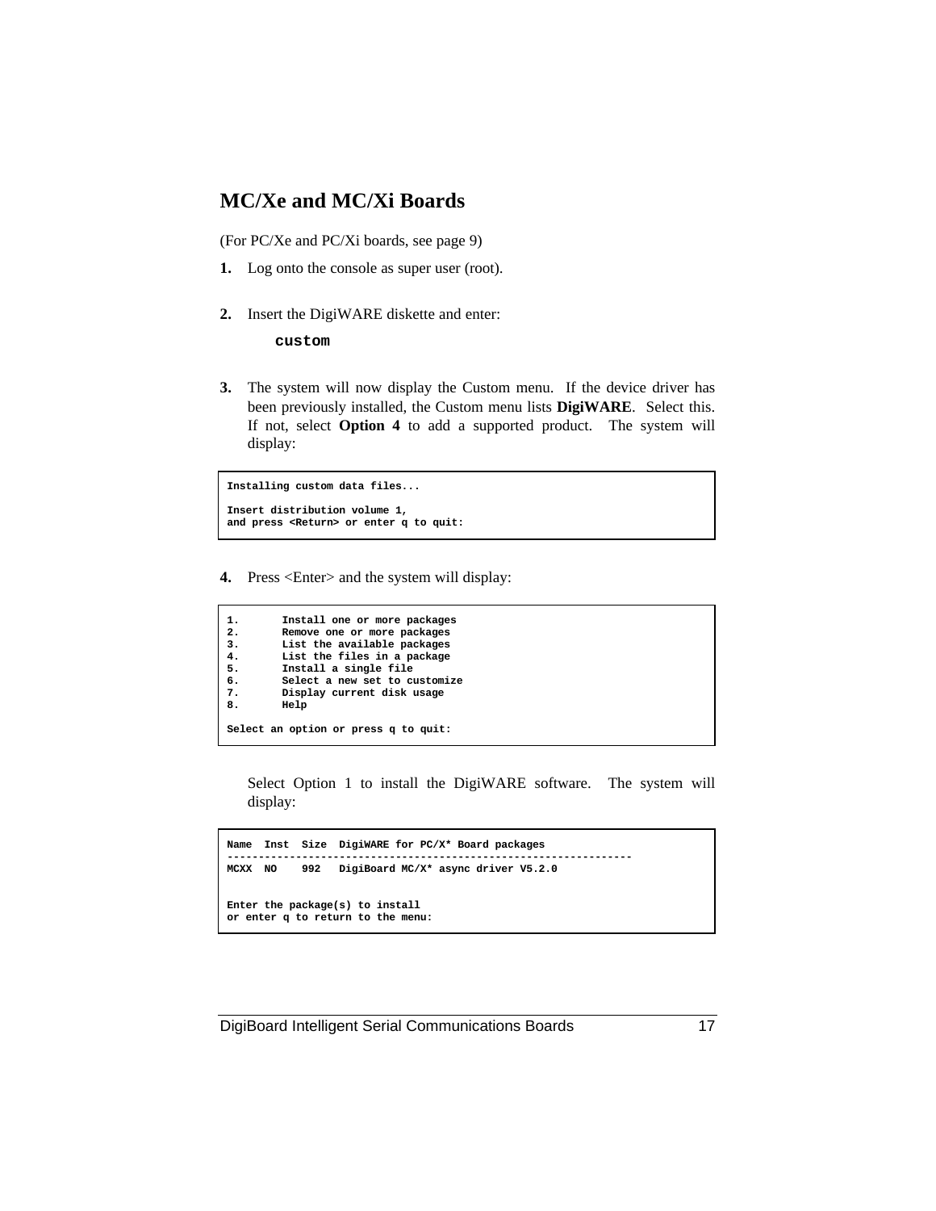## MC/Xe and MC/Xi Boards

(For PC/Xe and PC/Xi boards, see page 9)

**1.** Log onto the console as super user (root).

**2.** Insert the DigiWARE diskette and enter:

```
custom
```

**3.** The system will now display the Custom menu. If the device driver has been previously installed, the Custom menu lists **DigiWARE**. Select this. If not, select **Option 4** to add a supported product. The system will display:

```
Installing custom data files...

Insert distribution volume 1,
and press <Return> or enter q to quit:
```

**4.** Press <Enter> and the system will display:

```
1.       Install one or more packages
2.       Remove one or more packages
3.       List the available packages
4.       List the files in a package
5.       Install a single file
6.       Select a new set to customize
7.       Display current disk usage
8.       Help

Select an option or press q to quit:
```

Select Option 1 to install the DigiWARE software. The system will display:

```
Name  Inst  Size  DigiWARE for PC/X* Board packages
-----------------------------------------------------------------
MCXX  NO    992   DigiBoard MC/X* async driver V5.2.0


Enter the package(s) to install
or enter q to return to the menu:
```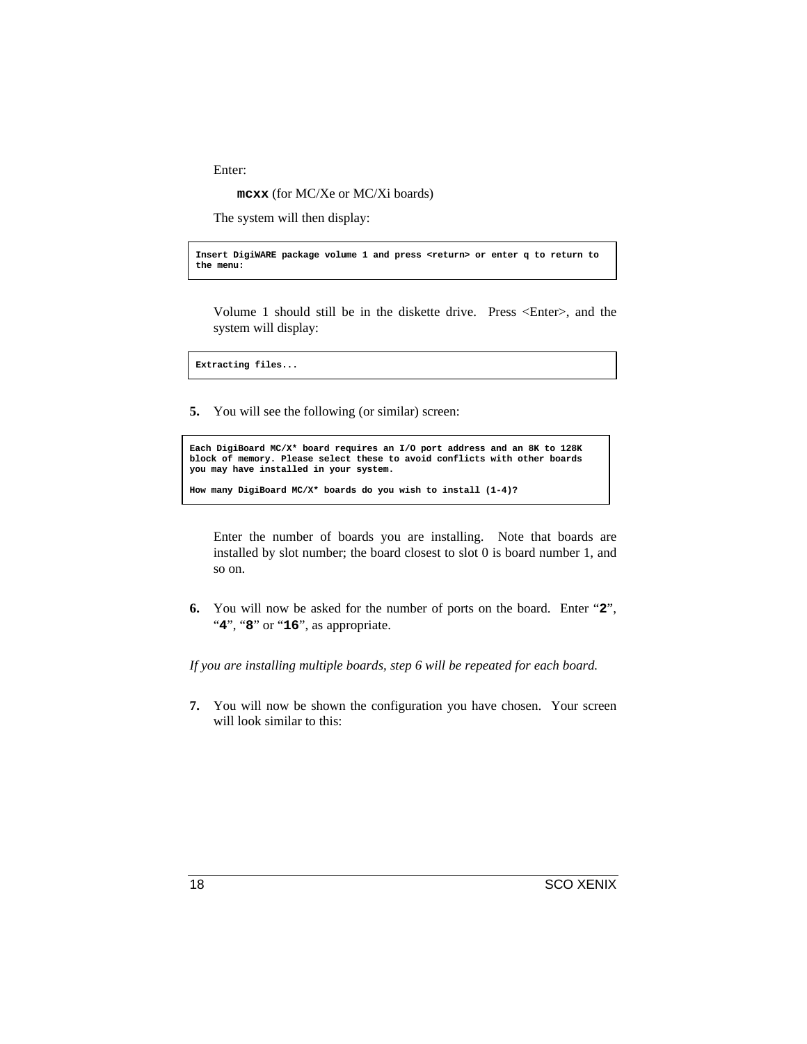Enter:

**mcxx** (for MC/Xe or MC/Xi boards)

The system will then display:

```
Insert DigiWARE package volume 1 and press <return> or enter q to return to
the menu:
```

Volume 1 should still be in the diskette drive. Press <Enter>, and the system will display:

```
Extracting files...
```

**5.** You will see the following (or similar) screen:

```
Each DigiBoard MC/X* board requires an I/O port address and an 8K to 128K
block of memory. Please select these to avoid conflicts with other boards
you may have installed in your system.

How many DigiBoard MC/X* boards do you wish to install (1-4)?
```

Enter the number of boards you are installing. Note that boards are installed by slot number; the board closest to slot 0 is board number 1, and so on.

**6.** You will now be asked for the number of ports on the board. Enter "**2**", "**4**", "**8**" or "**16**", as appropriate.

*If you are installing multiple boards, step 6 will be repeated for each board.*

**7.** You will now be shown the configuration you have chosen. Your screen will look similar to this: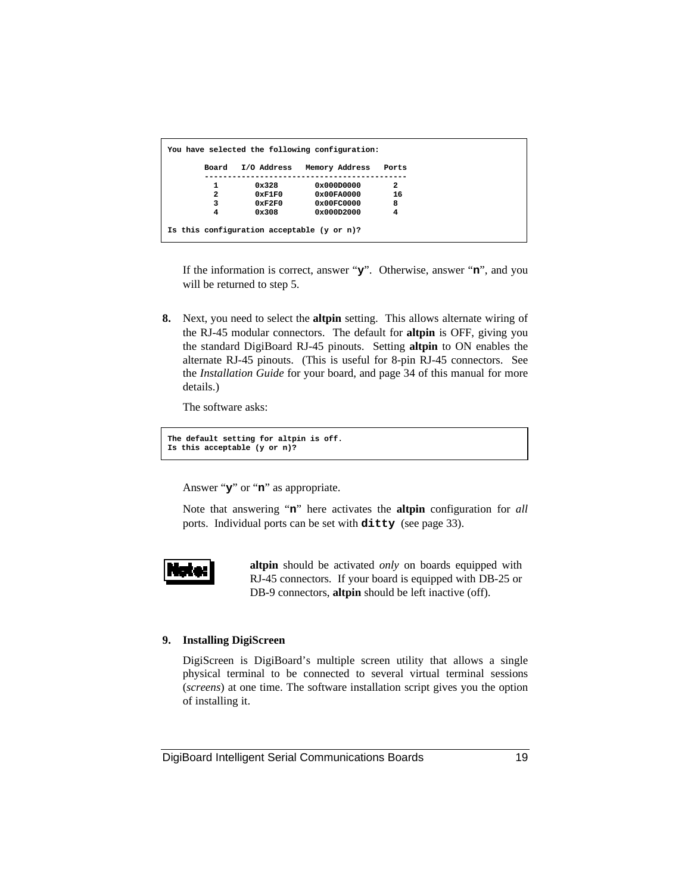```
You have selected the following configuration:

        Board   I/O Address   Memory Address   Ports
        --------------------------------------------
          1        0x328        0x000D0000       2
          2        0xF1F0       0x00FA0000       16
          3        0xF2F0       0x00FC0000       8
          4        0x308        0x000D2000       4

Is this configuration acceptable (y or n)?
```

If the information is correct, answer “**y**”. Otherwise, answer “**n**”, and you will be returned to step 5.

**8.** Next, you need to select the **altpin** setting. This allows alternate wiring of the RJ-45 modular connectors. The default for **altpin** is OFF, giving you the standard DigiBoard RJ-45 pinouts. Setting **altpin** to ON enables the alternate RJ-45 pinouts. (This is useful for 8-pin RJ-45 connectors. See the *Installation Guide* for your board, and page 34 of this manual for more details.)

The software asks:

```
The default setting for altpin is off.
Is this acceptable (y or n)?
```

Answer “**y**” or “**n**” as appropriate.

Note that answering “**n**” here activates the **altpin** configuration for *all* ports. Individual ports can be set with **ditty** (see page 33).

**Note:** **altpin** should be activated *only* on boards equipped with RJ-45 connectors. If your board is equipped with DB-25 or DB-9 connectors, **altpin** should be left inactive (off).

**9. Installing DigiScreen**

DigiScreen is DigiBoard’s multiple screen utility that allows a single physical terminal to be connected to several virtual terminal sessions (*screens*) at one time. The software installation script gives you the option of installing it.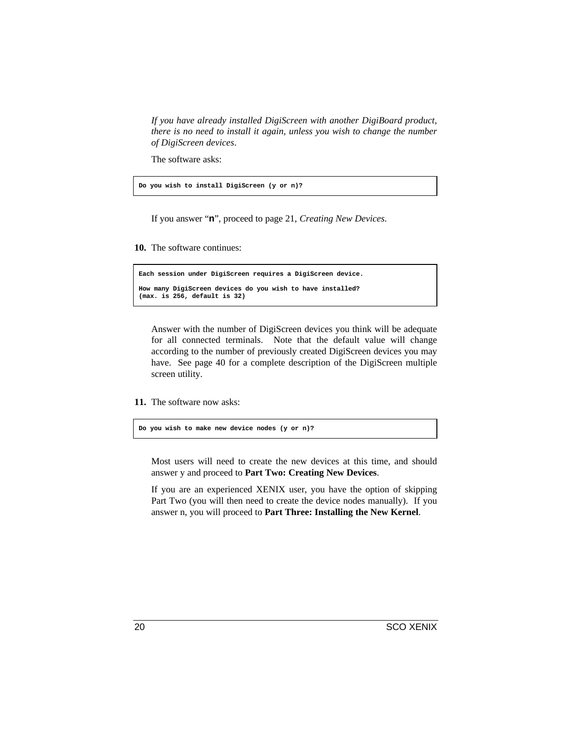*If you have already installed DigiScreen with another DigiBoard product, there is no need to install it again, unless you wish to change the number of DigiScreen devices.*

The software asks:

```
Do you wish to install DigiScreen (y or n)?
```

If you answer "**n**", proceed to page 21, *Creating New Devices*.

**10.** The software continues:

```
Each session under DigiScreen requires a DigiScreen device.

How many DigiScreen devices do you wish to have installed?
(max. is 256, default is 32)
```

Answer with the number of DigiScreen devices you think will be adequate for all connected terminals. Note that the default value will change according to the number of previously created DigiScreen devices you may have. See page 40 for a complete description of the DigiScreen multiple screen utility.

**11.** The software now asks:

```
Do you wish to make new device nodes (y or n)?
```

Most users will need to create the new devices at this time, and should answer y and proceed to **Part Two: Creating New Devices**.

If you are an experienced XENIX user, you have the option of skipping Part Two (you will then need to create the device nodes manually). If you answer n, you will proceed to **Part Three: Installing the New Kernel**.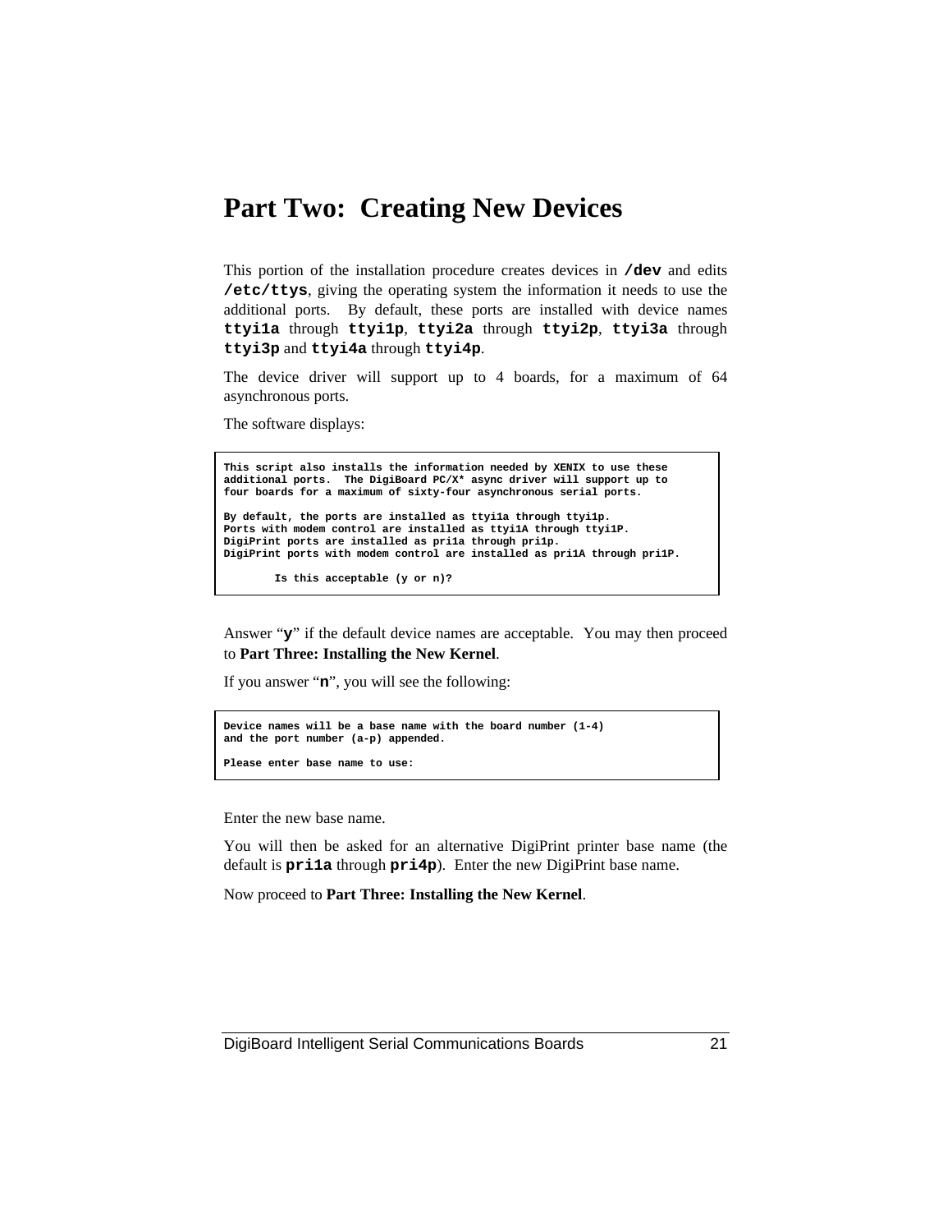# Part Two: Creating New Devices

This portion of the installation procedure creates devices in **`/dev`** and edits **`/etc/ttys`**, giving the operating system the information it needs to use the additional ports. By default, these ports are installed with device names **`ttyi1a`** through **`ttyi1p`**, **`ttyi2a`** through **`ttyi2p`**, **`ttyi3a`** through **`ttyi3p`** and **`ttyi4a`** through **`ttyi4p`**.

The device driver will support up to 4 boards, for a maximum of 64 asynchronous ports.

The software displays:

```
This script also installs the information needed by XENIX to use these
additional ports.  The DigiBoard PC/X* async driver will support up to
four boards for a maximum of sixty-four asynchronous serial ports.

By default, the ports are installed as ttyi1a through ttyi1p.
Ports with modem control are installed as ttyi1A through ttyi1P.
DigiPrint ports are installed as pri1a through pri1p.
DigiPrint ports with modem control are installed as pri1A through pri1P.

        Is this acceptable (y or n)?
```

Answer "**`y`**" if the default device names are acceptable. You may then proceed to **Part Three: Installing the New Kernel**.

If you answer "**`n`**", you will see the following:

```
Device names will be a base name with the board number (1-4)
and the port number (a-p) appended.

Please enter base name to use:
```

Enter the new base name.

You will then be asked for an alternative DigiPrint printer base name (the default is **`pri1a`** through **`pri4p`**). Enter the new DigiPrint base name.

Now proceed to **Part Three: Installing the New Kernel**.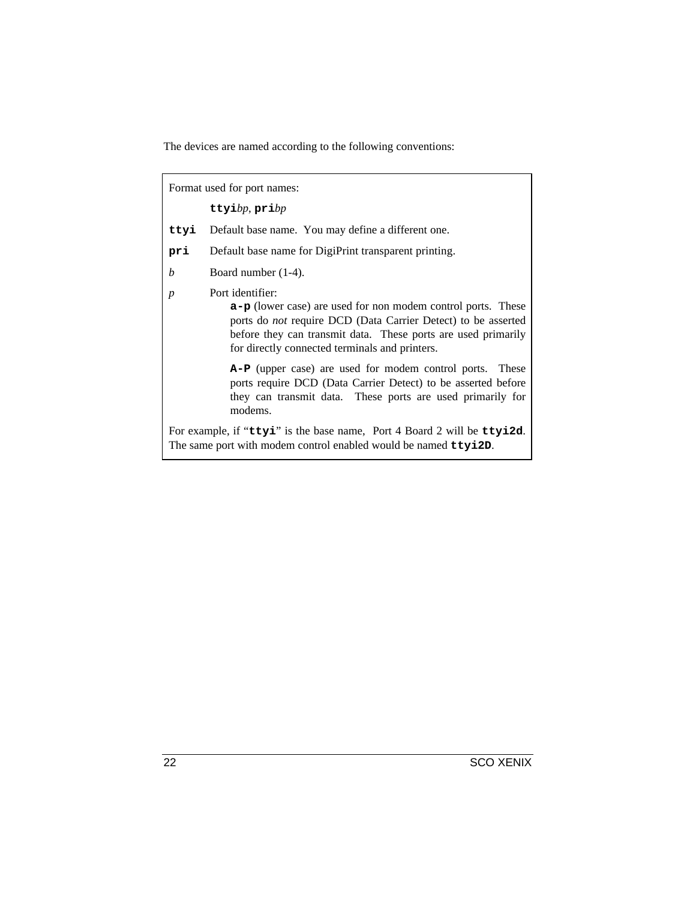The devices are named according to the following conventions:

Format used for port names:

**ttyi**_bp_, **pri**_bp_

**ttyi** Default base name. You may define a different one.

**pri** Default base name for DigiPrint transparent printing.

_b_ Board number (1-4).

_p_ Port identifier:

**a-p** (lower case) are used for non modem control ports. These ports do _not_ require DCD (Data Carrier Detect) to be asserted before they can transmit data. These ports are used primarily for directly connected terminals and printers.

**A-P** (upper case) are used for modem control ports. These ports require DCD (Data Carrier Detect) to be asserted before they can transmit data. These ports are used primarily for modems.

For example, if "**ttyi**" is the base name, Port 4 Board 2 will be **ttyi2d**. The same port with modem control enabled would be named **ttyi2D**.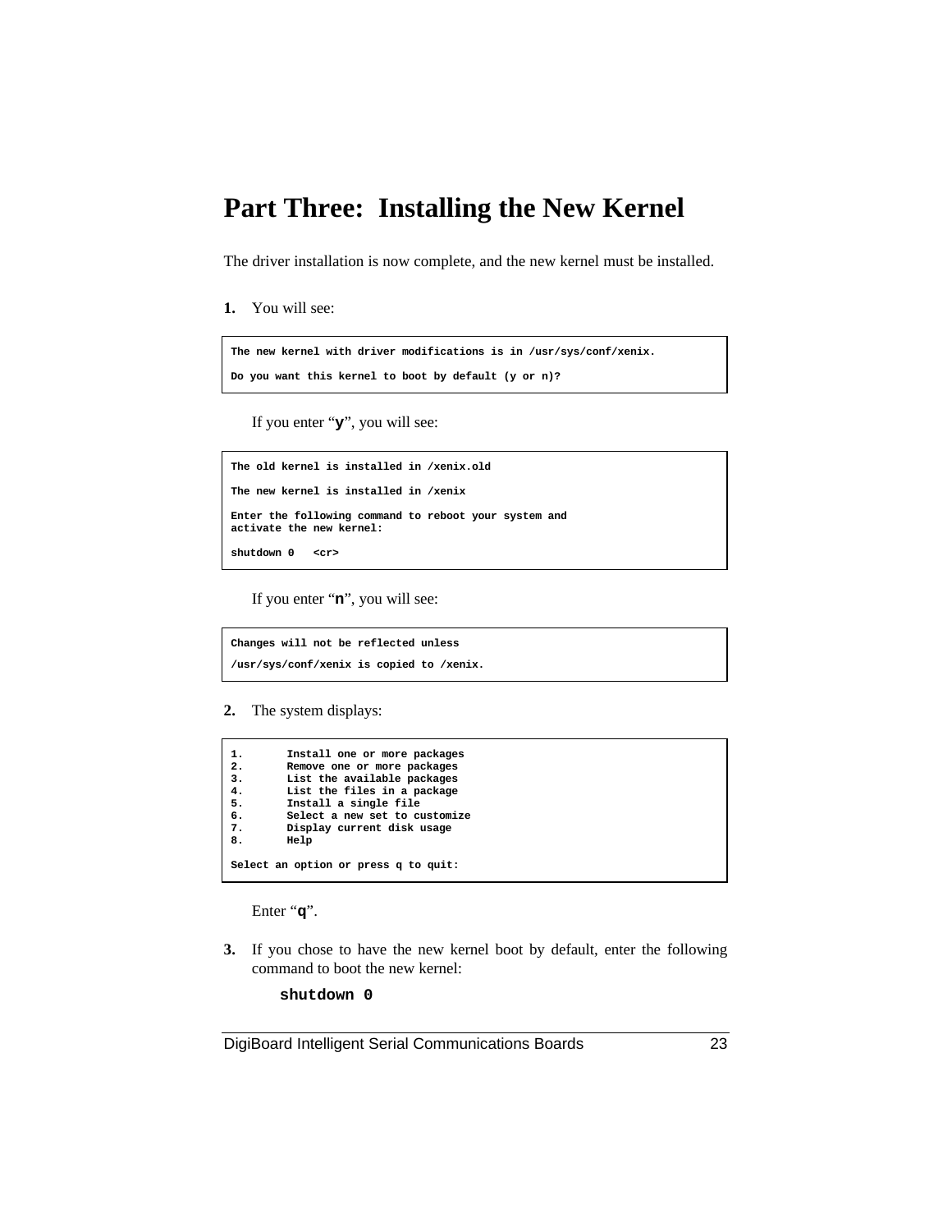# Part Three: Installing the New Kernel

The driver installation is now complete, and the new kernel must be installed.

**1.** You will see:

```
The new kernel with driver modifications is in /usr/sys/conf/xenix.

Do you want this kernel to boot by default (y or n)?
```

If you enter "**y**", you will see:

```
The old kernel is installed in /xenix.old

The new kernel is installed in /xenix

Enter the following command to reboot your system and
activate the new kernel:

shutdown 0   <cr>
```

If you enter "**n**", you will see:

```
Changes will not be reflected unless

/usr/sys/conf/xenix is copied to /xenix.
```

**2.** The system displays:

```
1.       Install one or more packages
2.       Remove one or more packages
3.       List the available packages
4.       List the files in a package
5.       Install a single file
6.       Select a new set to customize
7.       Display current disk usage
8.       Help

Select an option or press q to quit:
```

Enter "**q**".

**3.** If you chose to have the new kernel boot by default, enter the following command to boot the new kernel:

```
shutdown 0
```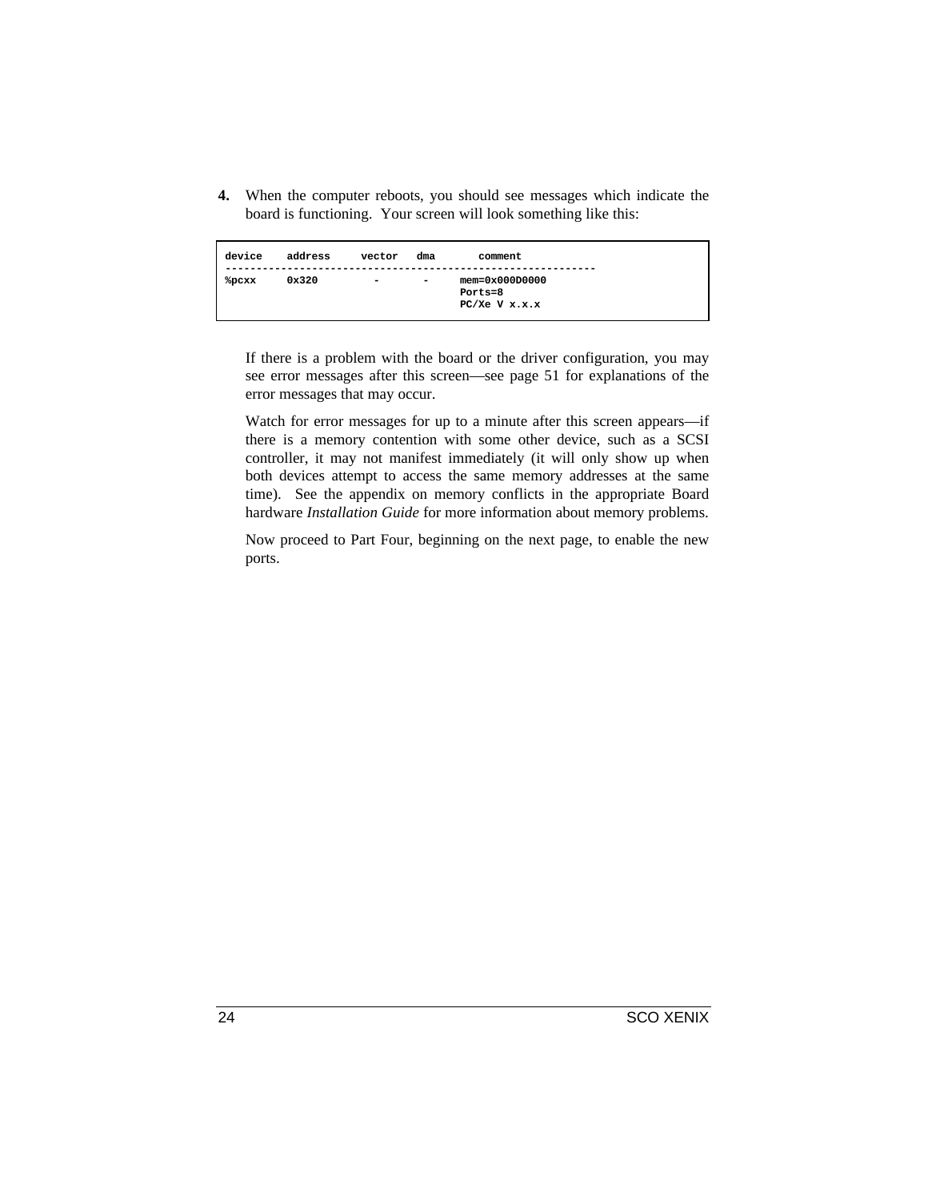4. When the computer reboots, you should see messages which indicate the board is functioning. Your screen will look something like this:

```
device    address     vector   dma       comment
------------------------------------------------------------
%pcxx     0x320         -       -      mem=0x000D0000
                                       Ports=8
                                       PC/Xe V x.x.x
```

   If there is a problem with the board or the driver configuration, you may see error messages after this screen—see page 51 for explanations of the error messages that may occur.

   Watch for error messages for up to a minute after this screen appears—if there is a memory contention with some other device, such as a SCSI controller, it may not manifest immediately (it will only show up when both devices attempt to access the same memory addresses at the same time). See the appendix on memory conflicts in the appropriate Board hardware *Installation Guide* for more information about memory problems.

   Now proceed to Part Four, beginning on the next page, to enable the new ports.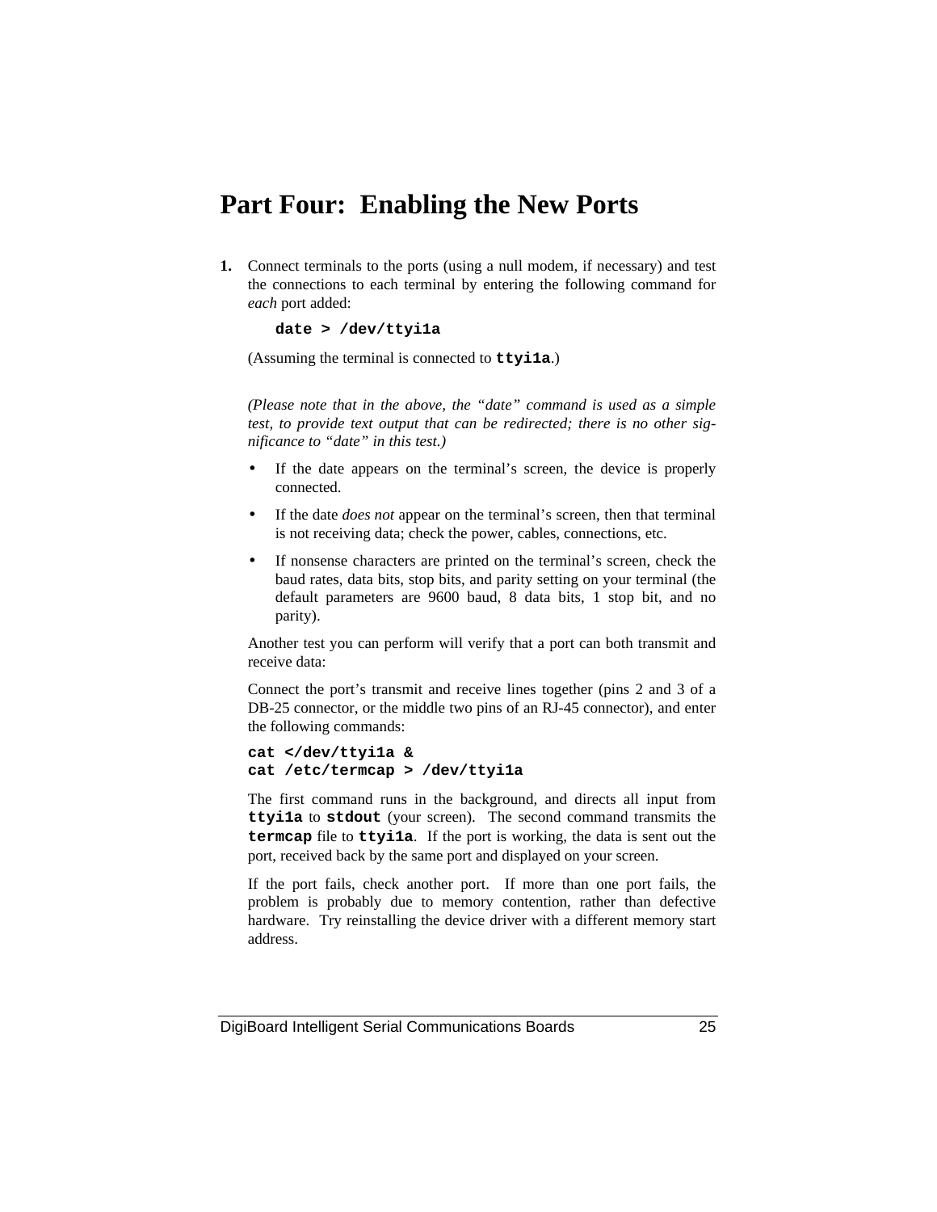# Part Four:  Enabling the New Ports

**1.** Connect terminals to the ports (using a null modem, if necessary) and test the connections to each terminal by entering the following command for *each* port added:

```
date > /dev/ttyi1a
```

(Assuming the terminal is connected to **ttyi1a**.)

*(Please note that in the above, the "date" command is used as a simple test, to provide text output that can be redirected; there is no other significance to "date" in this test.)*

- If the date appears on the terminal's screen, the device is properly connected.
- If the date *does not* appear on the terminal's screen, then that terminal is not receiving data; check the power, cables, connections, etc.
- If nonsense characters are printed on the terminal's screen, check the baud rates, data bits, stop bits, and parity setting on your terminal (the default parameters are 9600 baud, 8 data bits, 1 stop bit, and no parity).

Another test you can perform will verify that a port can both transmit and receive data:

Connect the port's transmit and receive lines together (pins 2 and 3 of a DB-25 connector, or the middle two pins of an RJ-45 connector), and enter the following commands:

```
cat </dev/ttyi1a &
cat /etc/termcap > /dev/ttyi1a
```

The first command runs in the background, and directs all input from **ttyi1a** to **stdout** (your screen). The second command transmits the **termcap** file to **ttyi1a**. If the port is working, the data is sent out the port, received back by the same port and displayed on your screen.

If the port fails, check another port. If more than one port fails, the problem is probably due to memory contention, rather than defective hardware. Try reinstalling the device driver with a different memory start address.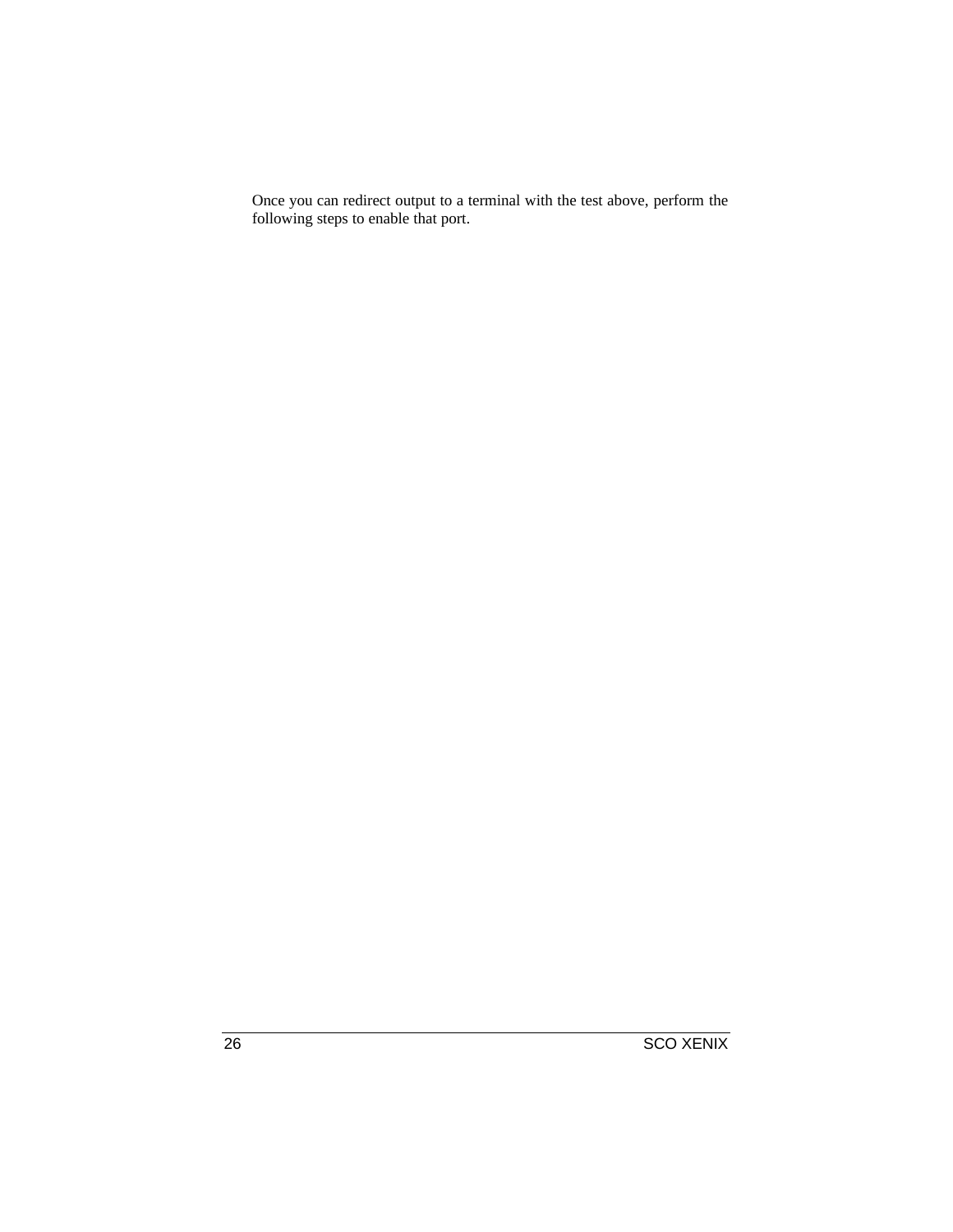Once you can redirect output to a terminal with the test above, perform the following steps to enable that port.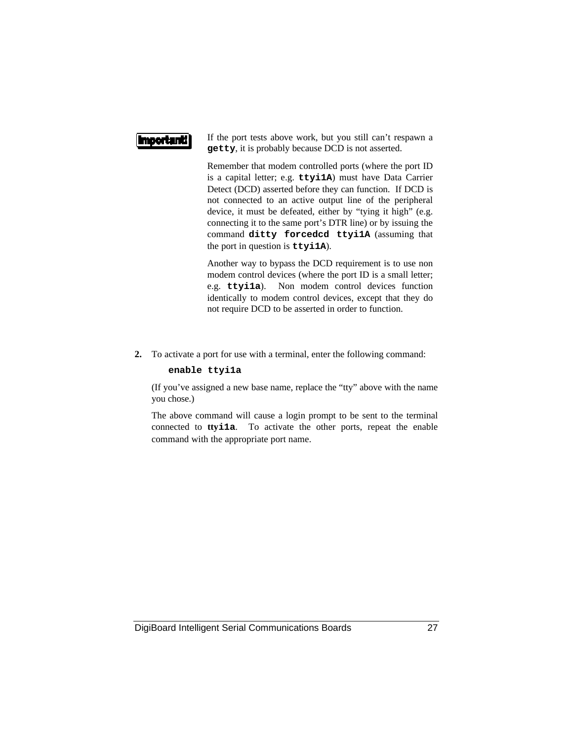**Important!**

If the port tests above work, but you still can't respawn a **`getty`**, it is probably because DCD is not asserted.

Remember that modem controlled ports (where the port ID is a capital letter; e.g. **`ttyi1A`**) must have Data Carrier Detect (DCD) asserted before they can function. If DCD is not connected to an active output line of the peripheral device, it must be defeated, either by "tying it high" (e.g. connecting it to the same port's DTR line) or by issuing the command **`ditty forcedcd ttyi1A`** (assuming that the port in question is **`ttyi1A`**).

Another way to bypass the DCD requirement is to use non modem control devices (where the port ID is a small letter; e.g. **`ttyi1a`**). Non modem control devices function identically to modem control devices, except that they do not require DCD to be asserted in order to function.

**2.** To activate a port for use with a terminal, enter the following command:

```
enable ttyi1a
```

(If you've assigned a new base name, replace the "tty" above with the name you chose.)

The above command will cause a login prompt to be sent to the terminal connected to **`ttyi1a`**. To activate the other ports, repeat the enable command with the appropriate port name.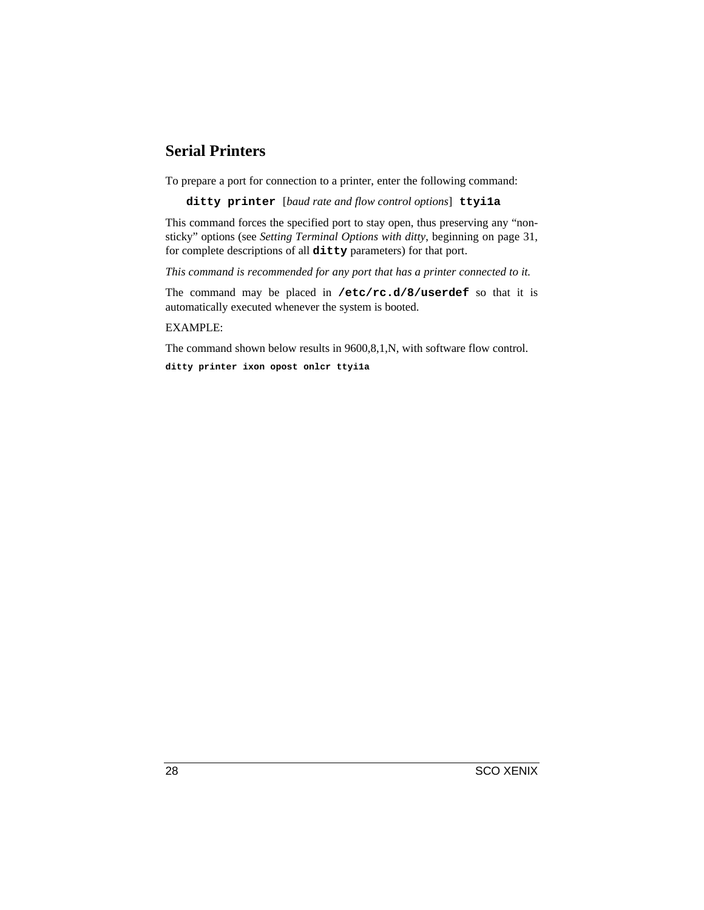## Serial Printers

To prepare a port for connection to a printer, enter the following command:

**`ditty printer`** [*baud rate and flow control options*] **`ttyi1a`**

This command forces the specified port to stay open, thus preserving any "non-sticky" options (see *Setting Terminal Options with ditty*, beginning on page 31, for complete descriptions of all **`ditty`** parameters) for that port.

*This command is recommended for any port that has a printer connected to it.*

The command may be placed in **`/etc/rc.d/8/userdef`** so that it is automatically executed whenever the system is booted.

EXAMPLE:

The command shown below results in 9600,8,1,N, with software flow control.

```
ditty printer ixon opost onlcr ttyi1a
```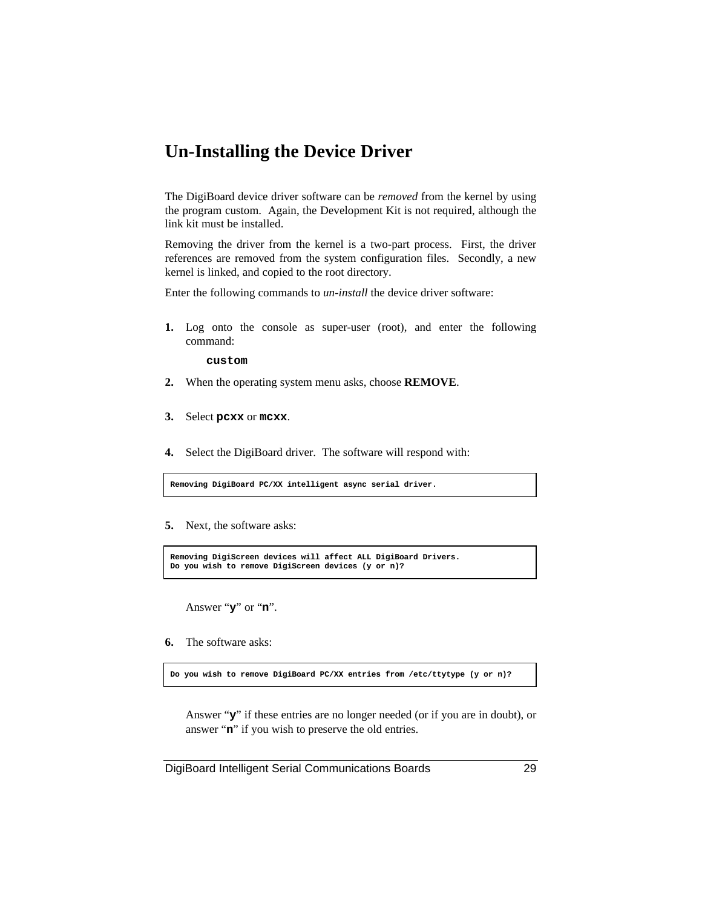# Un-Installing the Device Driver

The DigiBoard device driver software can be *removed* from the kernel by using the program custom. Again, the Development Kit is not required, although the link kit must be installed.

Removing the driver from the kernel is a two-part process. First, the driver references are removed from the system configuration files. Secondly, a new kernel is linked, and copied to the root directory.

Enter the following commands to *un-install* the device driver software:

**1.** Log onto the console as super-user (root), and enter the following command:

```
custom
```

**2.** When the operating system menu asks, choose **REMOVE**.

**3.** Select **`pcxx`** or **`mcxx`**.

**4.** Select the DigiBoard driver. The software will respond with:

```
Removing DigiBoard PC/XX intelligent async serial driver.
```

**5.** Next, the software asks:

```
Removing DigiScreen devices will affect ALL DigiBoard Drivers.
Do you wish to remove DigiScreen devices (y or n)?
```

Answer "**`y`**" or "**`n`**".

**6.** The software asks:

```
Do you wish to remove DigiBoard PC/XX entries from /etc/ttytype (y or n)?
```

Answer "**`y`**" if these entries are no longer needed (or if you are in doubt), or answer "**`n`**" if you wish to preserve the old entries.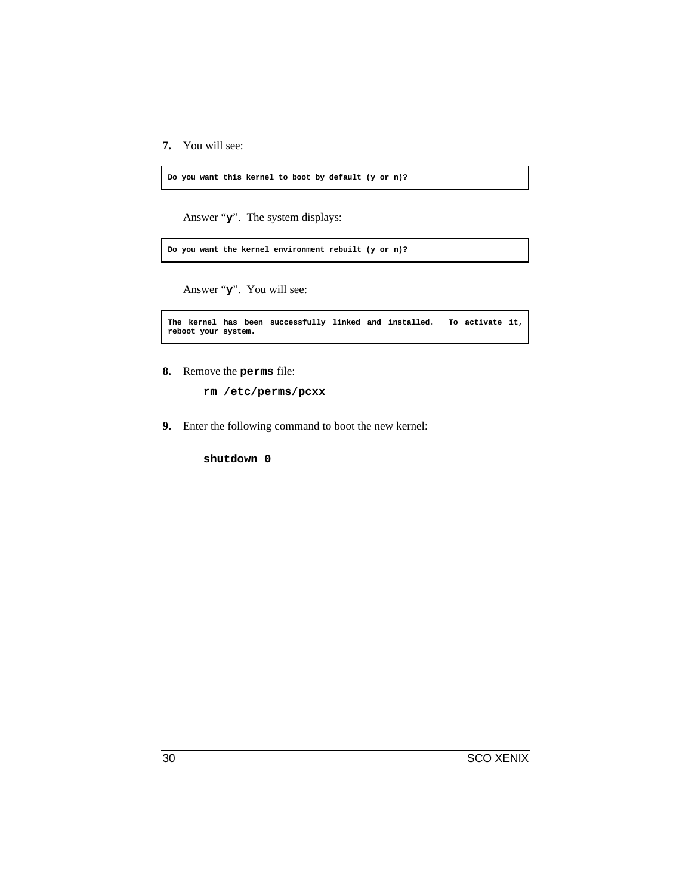7. You will see:

```
Do you want this kernel to boot by default (y or n)?
```

Answer “**y**”. The system displays:

```
Do you want the kernel environment rebuilt (y or n)?
```

Answer “**y**”. You will see:

```
The kernel has been successfully linked and installed.  To activate it,
reboot your system.
```

8. Remove the **perms** file:

```
rm /etc/perms/pcxx
```

9. Enter the following command to boot the new kernel:

```
shutdown 0
```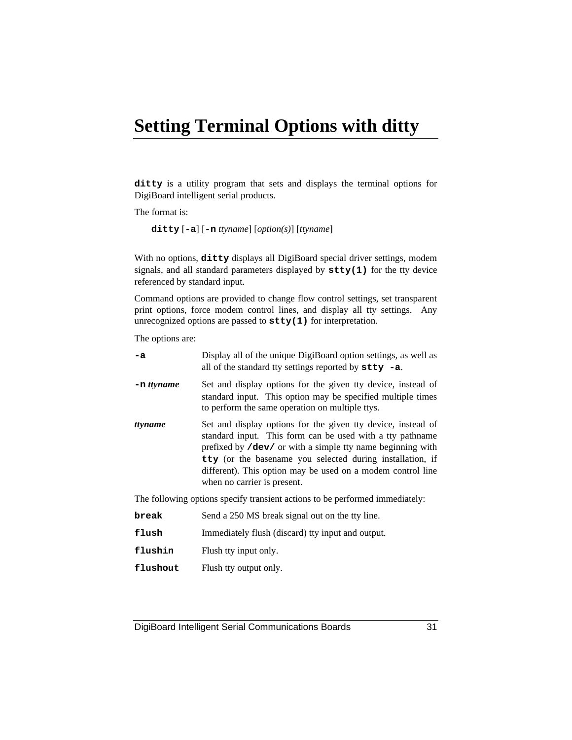# Setting Terminal Options with ditty

**ditty** is a utility program that sets and displays the terminal options for DigiBoard intelligent serial products.

The format is:

**ditty** [**-a**] [**-n** *ttyname*] [*option(s)*] [*ttyname*]

With no options, **ditty** displays all DigiBoard special driver settings, modem signals, and all standard parameters displayed by **stty(1)** for the tty device referenced by standard input.

Command options are provided to change flow control settings, set transparent print options, force modem control lines, and display all tty settings. Any unrecognized options are passed to **stty(1)** for interpretation.

The options are:

**-a** Display all of the unique DigiBoard option settings, as well as all of the standard tty settings reported by **stty -a**.

**-n** ***ttyname*** Set and display options for the given tty device, instead of standard input. This option may be specified multiple times to perform the same operation on multiple ttys.

***ttyname*** Set and display options for the given tty device, instead of standard input. This form can be used with a tty pathname prefixed by **/dev/** or with a simple tty name beginning with **tty** (or the basename you selected during installation, if different). This option may be used on a modem control line when no carrier is present.

The following options specify transient actions to be performed immediately:

**break** Send a 250 MS break signal out on the tty line.

**flush** Immediately flush (discard) tty input and output.

**flushin** Flush tty input only.

**flushout** Flush tty output only.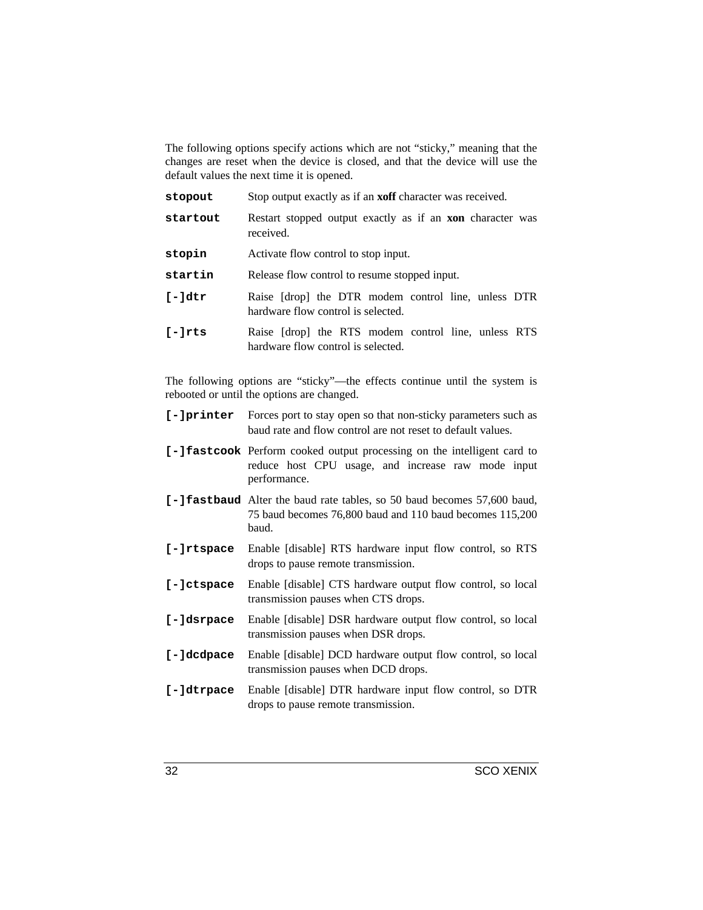The following options specify actions which are not “sticky,” meaning that the changes are reset when the device is closed, and that the device will use the default values the next time it is opened.

**`stopout`** Stop output exactly as if an **xoff** character was received.

**`startout`** Restart stopped output exactly as if an **xon** character was received.

**`stopin`** Activate flow control to stop input.

**`startin`** Release flow control to resume stopped input.

**`[-]dtr`** Raise [drop] the DTR modem control line, unless DTR hardware flow control is selected.

**`[-]rts`** Raise [drop] the RTS modem control line, unless RTS hardware flow control is selected.

The following options are “sticky”—the effects continue until the system is rebooted or until the options are changed.

**`[-]printer`** Forces port to stay open so that non-sticky parameters such as baud rate and flow control are not reset to default values.

**`[-]fastcook`** Perform cooked output processing on the intelligent card to reduce host CPU usage, and increase raw mode input performance.

**`[-]fastbaud`** Alter the baud rate tables, so 50 baud becomes 57,600 baud, 75 baud becomes 76,800 baud and 110 baud becomes 115,200 baud.

**`[-]rtspace`** Enable [disable] RTS hardware input flow control, so RTS drops to pause remote transmission.

**`[-]ctspace`** Enable [disable] CTS hardware output flow control, so local transmission pauses when CTS drops.

**`[-]dsrpace`** Enable [disable] DSR hardware output flow control, so local transmission pauses when DSR drops.

**`[-]dcdpace`** Enable [disable] DCD hardware output flow control, so local transmission pauses when DCD drops.

**`[-]dtrpace`** Enable [disable] DTR hardware input flow control, so DTR drops to pause remote transmission.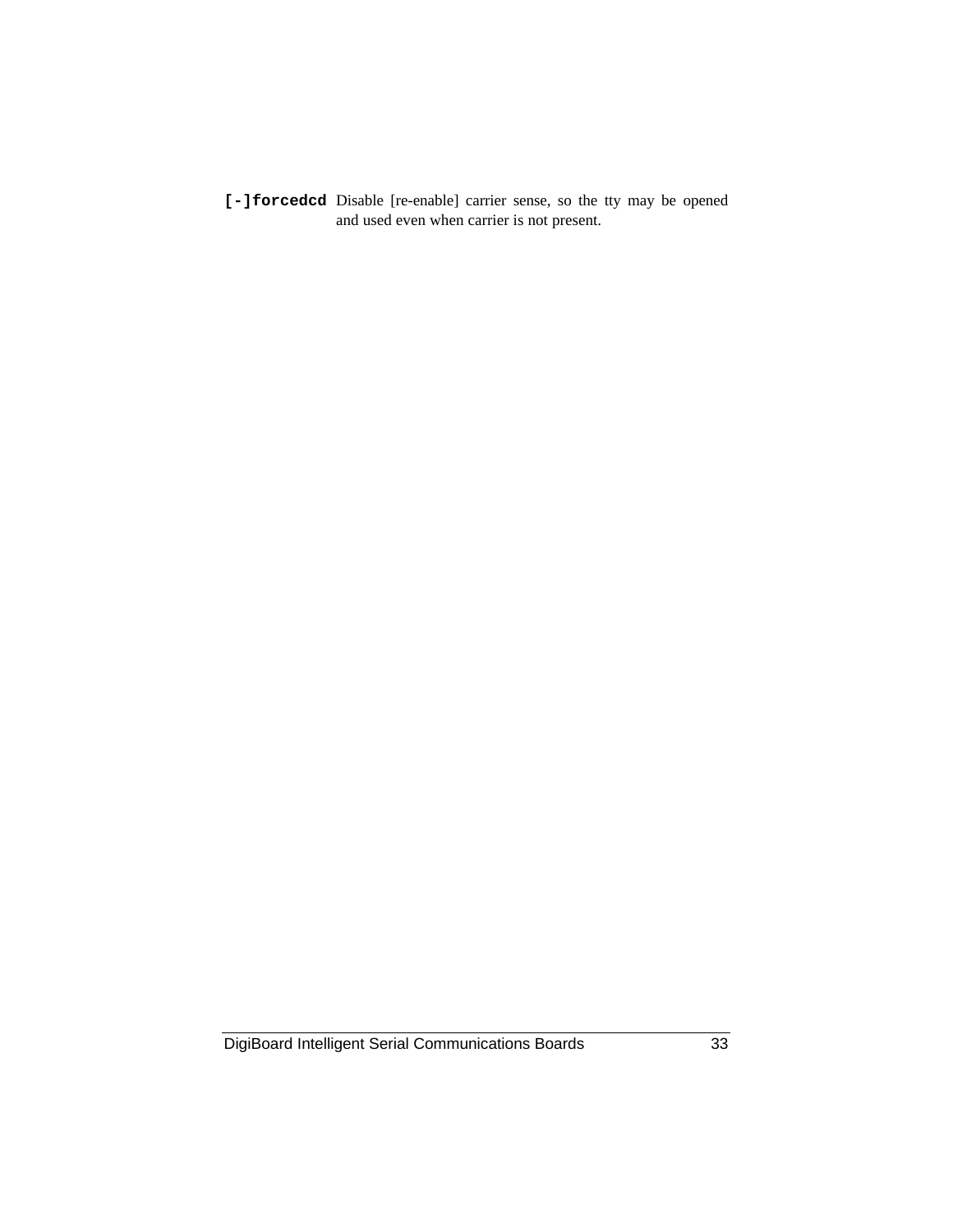**`[-]forcedcd`** Disable [re-enable] carrier sense, so the tty may be opened and used even when carrier is not present.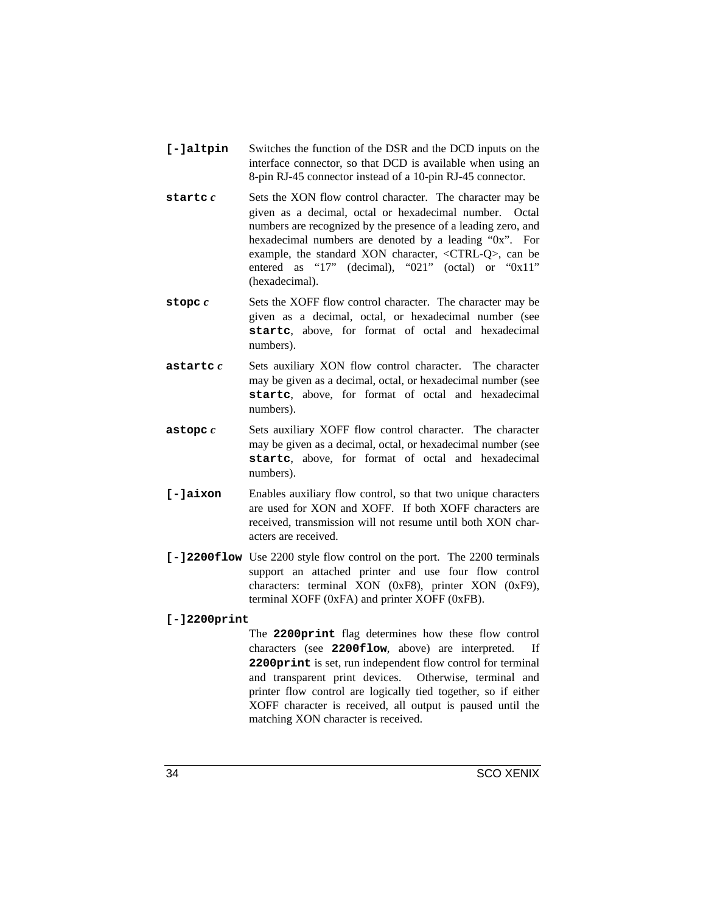**[-]altpin** Switches the function of the DSR and the DCD inputs on the interface connector, so that DCD is available when using an 8-pin RJ-45 connector instead of a 10-pin RJ-45 connector.

**startc** ***c*** Sets the XON flow control character. The character may be given as a decimal, octal or hexadecimal number. Octal numbers are recognized by the presence of a leading zero, and hexadecimal numbers are denoted by a leading "0x". For example, the standard XON character, <CTRL-Q>, can be entered as "17" (decimal), "021" (octal) or "0x11" (hexadecimal).

**stopc** ***c*** Sets the XOFF flow control character. The character may be given as a decimal, octal, or hexadecimal number (see **startc**, above, for format of octal and hexadecimal numbers).

**astartc** ***c*** Sets auxiliary XON flow control character. The character may be given as a decimal, octal, or hexadecimal number (see **startc**, above, for format of octal and hexadecimal numbers).

**astopc** ***c*** Sets auxiliary XOFF flow control character. The character may be given as a decimal, octal, or hexadecimal number (see **startc**, above, for format of octal and hexadecimal numbers).

**[-]aixon** Enables auxiliary flow control, so that two unique characters are used for XON and XOFF. If both XOFF characters are received, transmission will not resume until both XON characters are received.

**[-]2200flow** Use 2200 style flow control on the port. The 2200 terminals support an attached printer and use four flow control characters: terminal XON (0xF8), printer XON (0xF9), terminal XOFF (0xFA) and printer XOFF (0xFB).

**[-]2200print**

The **2200print** flag determines how these flow control characters (see **2200flow**, above) are interpreted. If **2200print** is set, run independent flow control for terminal and transparent print devices. Otherwise, terminal and printer flow control are logically tied together, so if either XOFF character is received, all output is paused until the matching XON character is received.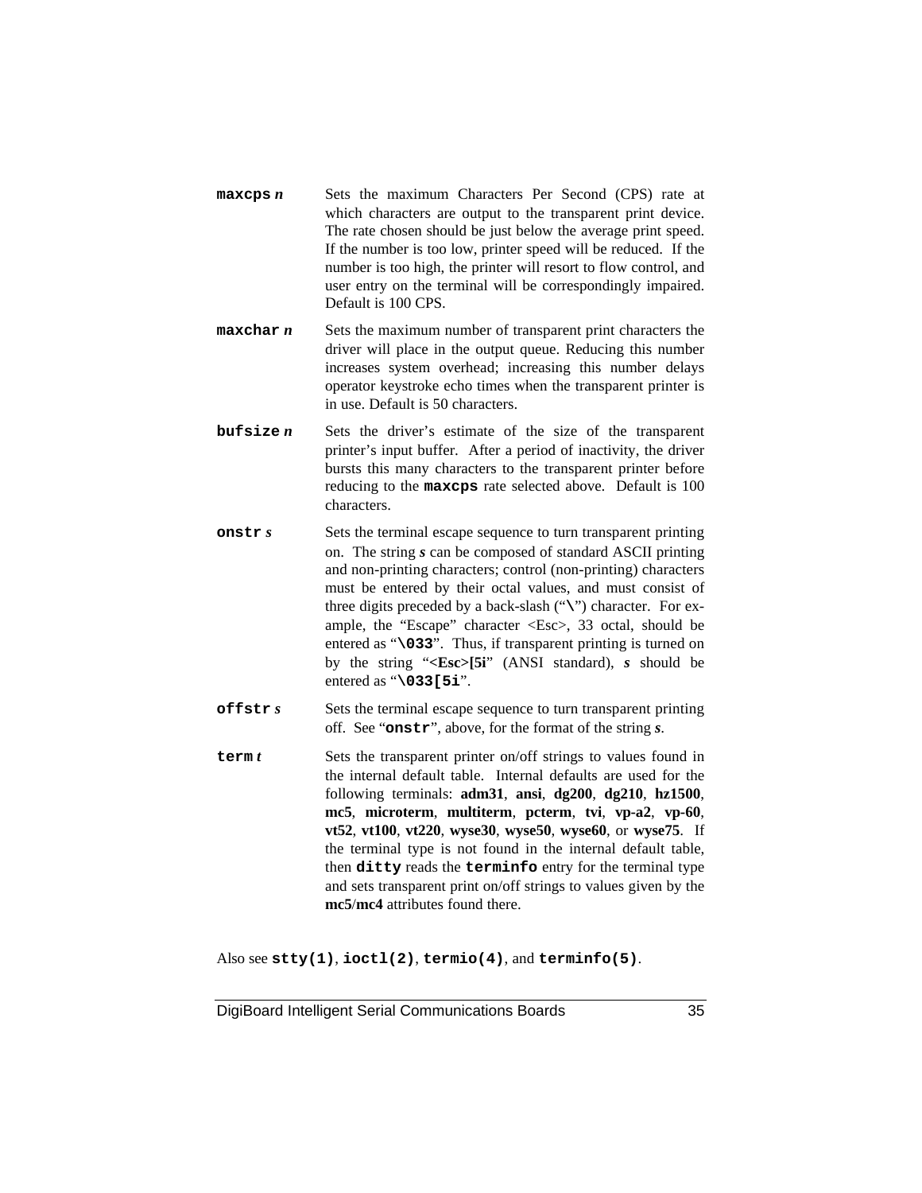**maxcps** ***n*** Sets the maximum Characters Per Second (CPS) rate at which characters are output to the transparent print device. The rate chosen should be just below the average print speed. If the number is too low, printer speed will be reduced. If the number is too high, the printer will resort to flow control, and user entry on the terminal will be correspondingly impaired. Default is 100 CPS.

**maxchar** ***n*** Sets the maximum number of transparent print characters the driver will place in the output queue. Reducing this number increases system overhead; increasing this number delays operator keystroke echo times when the transparent printer is in use. Default is 50 characters.

**bufsize** ***n*** Sets the driver's estimate of the size of the transparent printer's input buffer. After a period of inactivity, the driver bursts this many characters to the transparent printer before reducing to the **maxcps** rate selected above. Default is 100 characters.

**onstr** ***s*** Sets the terminal escape sequence to turn transparent printing on. The string ***s*** can be composed of standard ASCII printing and non-printing characters; control (non-printing) characters must be entered by their octal values, and must consist of three digits preceded by a back-slash ("**\\**") character. For example, the "Escape" character <Esc>, 33 octal, should be entered as "**\033**". Thus, if transparent printing is turned on by the string "**<Esc>[5i**" (ANSI standard), ***s*** should be entered as "**\033[5i**".

**offstr** ***s*** Sets the terminal escape sequence to turn transparent printing off. See "**onstr**", above, for the format of the string ***s***.

**term** ***t*** Sets the transparent printer on/off strings to values found in the internal default table. Internal defaults are used for the following terminals: **adm31**, **ansi**, **dg200**, **dg210**, **hz1500**, **mc5**, **microterm**, **multiterm**, **pcterm**, **tvi**, **vp-a2**, **vp-60**, **vt52**, **vt100**, **vt220**, **wyse30**, **wyse50**, **wyse60**, or **wyse75**. If the terminal type is not found in the internal default table, then **ditty** reads the **terminfo** entry for the terminal type and sets transparent print on/off strings to values given by the **mc5**/**mc4** attributes found there.

Also see **stty(1)**, **ioctl(2)**, **termio(4)**, and **terminfo(5)**.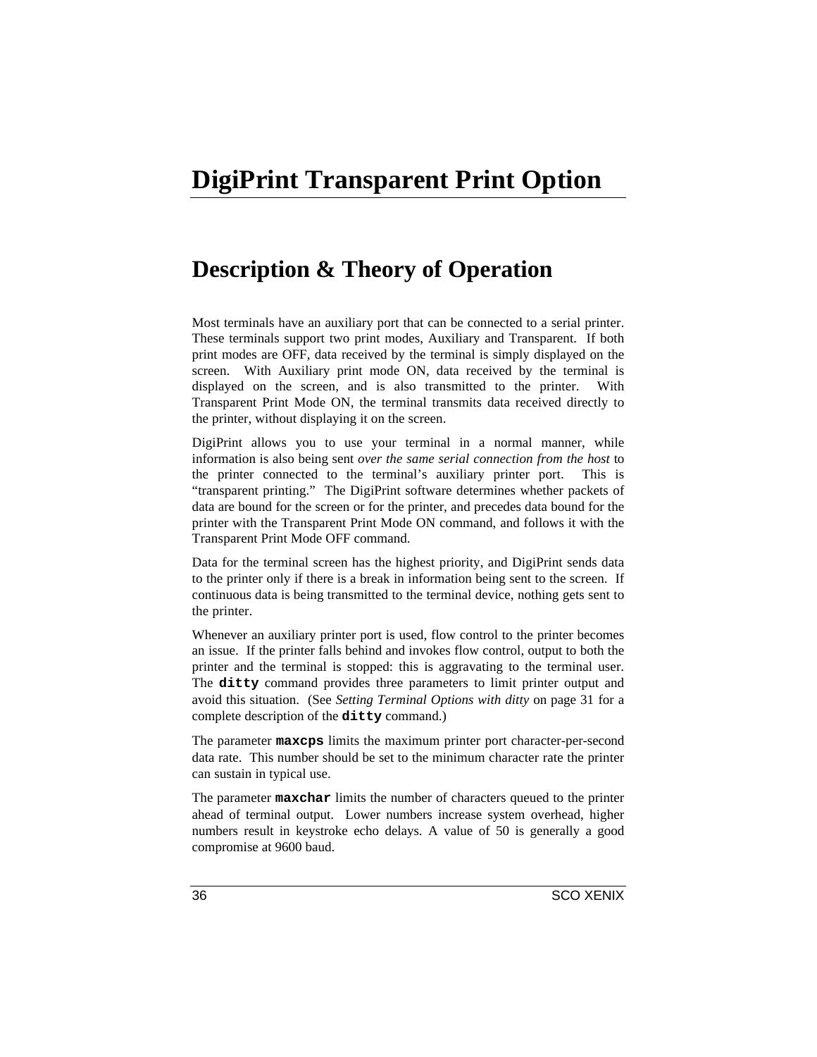# DigiPrint Transparent Print Option

## Description & Theory of Operation

Most terminals have an auxiliary port that can be connected to a serial printer. These terminals support two print modes, Auxiliary and Transparent. If both print modes are OFF, data received by the terminal is simply displayed on the screen. With Auxiliary print mode ON, data received by the terminal is displayed on the screen, and is also transmitted to the printer. With Transparent Print Mode ON, the terminal transmits data received directly to the printer, without displaying it on the screen.

DigiPrint allows you to use your terminal in a normal manner, while information is also being sent *over the same serial connection from the host* to the printer connected to the terminal's auxiliary printer port. This is "transparent printing." The DigiPrint software determines whether packets of data are bound for the screen or for the printer, and precedes data bound for the printer with the Transparent Print Mode ON command, and follows it with the Transparent Print Mode OFF command.

Data for the terminal screen has the highest priority, and DigiPrint sends data to the printer only if there is a break in information being sent to the screen. If continuous data is being transmitted to the terminal device, nothing gets sent to the printer.

Whenever an auxiliary printer port is used, flow control to the printer becomes an issue. If the printer falls behind and invokes flow control, output to both the printer and the terminal is stopped: this is aggravating to the terminal user. The **`ditty`** command provides three parameters to limit printer output and avoid this situation. (See *Setting Terminal Options with ditty* on page 31 for a complete description of the **`ditty`** command.)

The parameter **`maxcps`** limits the maximum printer port character-per-second data rate. This number should be set to the minimum character rate the printer can sustain in typical use.

The parameter **`maxchar`** limits the number of characters queued to the printer ahead of terminal output. Lower numbers increase system overhead, higher numbers result in keystroke echo delays. A value of 50 is generally a good compromise at 9600 baud.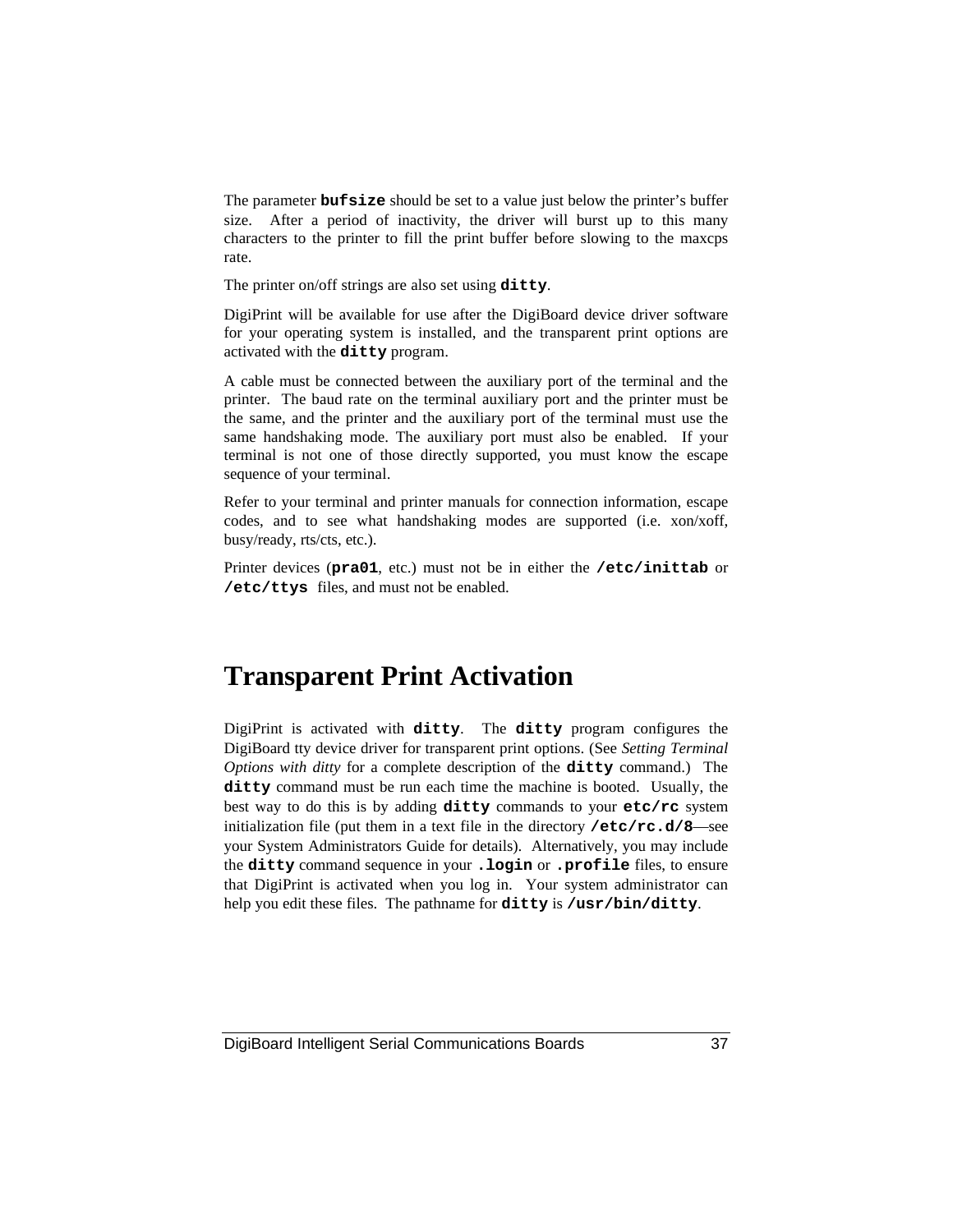The parameter **`bufsize`** should be set to a value just below the printer's buffer size. After a period of inactivity, the driver will burst up to this many characters to the printer to fill the print buffer before slowing to the maxcps rate.

The printer on/off strings are also set using **`ditty`**.

DigiPrint will be available for use after the DigiBoard device driver software for your operating system is installed, and the transparent print options are activated with the **`ditty`** program.

A cable must be connected between the auxiliary port of the terminal and the printer. The baud rate on the terminal auxiliary port and the printer must be the same, and the printer and the auxiliary port of the terminal must use the same handshaking mode. The auxiliary port must also be enabled. If your terminal is not one of those directly supported, you must know the escape sequence of your terminal.

Refer to your terminal and printer manuals for connection information, escape codes, and to see what handshaking modes are supported (i.e. xon/xoff, busy/ready, rts/cts, etc.).

Printer devices (**`pra01`**, etc.) must not be in either the **`/etc/inittab`** or **`/etc/ttys`** files, and must not be enabled.

# Transparent Print Activation

DigiPrint is activated with **`ditty`**. The **`ditty`** program configures the DigiBoard tty device driver for transparent print options. (See *Setting Terminal Options with ditty* for a complete description of the **`ditty`** command.) The **`ditty`** command must be run each time the machine is booted. Usually, the best way to do this is by adding **`ditty`** commands to your **`etc/rc`** system initialization file (put them in a text file in the directory **`/etc/rc.d/8`**—see your System Administrators Guide for details). Alternatively, you may include the **`ditty`** command sequence in your **`.login`** or **`.profile`** files, to ensure that DigiPrint is activated when you log in. Your system administrator can help you edit these files. The pathname for **`ditty`** is **`/usr/bin/ditty`**.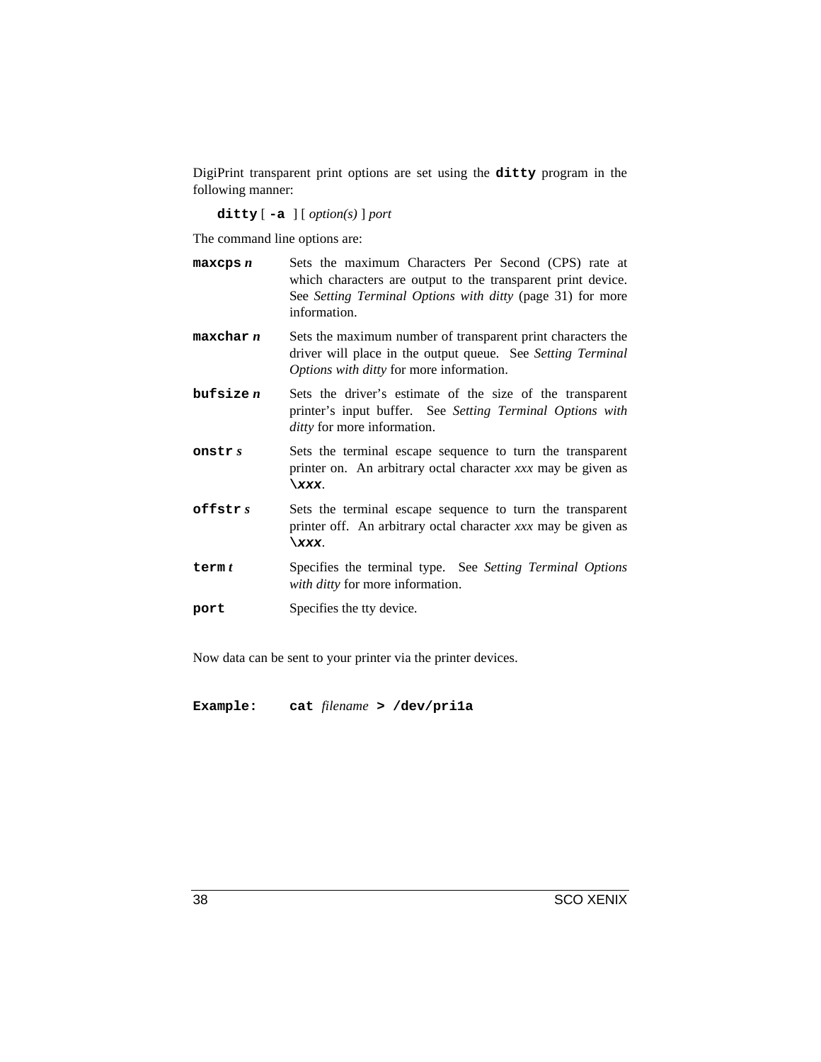DigiPrint transparent print options are set using the **ditty** program in the following manner:

**ditty** [ **-a** ] [ *option(s)* ] *port*

The command line options are:

**maxcps** ***n*** Sets the maximum Characters Per Second (CPS) rate at which characters are output to the transparent print device. See *Setting Terminal Options with ditty* (page 31) for more information.

**maxchar** ***n*** Sets the maximum number of transparent print characters the driver will place in the output queue. See *Setting Terminal Options with ditty* for more information.

**bufsize** ***n*** Sets the driver's estimate of the size of the transparent printer's input buffer. See *Setting Terminal Options with ditty* for more information.

**onstr** ***s*** Sets the terminal escape sequence to turn the transparent printer on. An arbitrary octal character *xxx* may be given as **\\*xxx***.

**offstr** ***s*** Sets the terminal escape sequence to turn the transparent printer off. An arbitrary octal character *xxx* may be given as **\\*xxx***.

**term** ***t*** Specifies the terminal type. See *Setting Terminal Options with ditty* for more information.

**port** Specifies the tty device.

Now data can be sent to your printer via the printer devices.

**Example:** **cat** *filename* **> /dev/pri1a**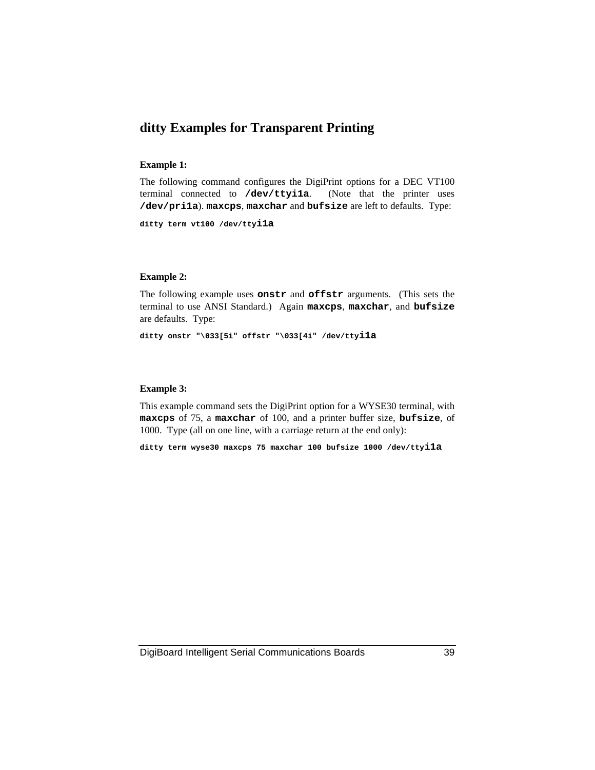## ditty Examples for Transparent Printing

**Example 1:**

The following command configures the DigiPrint options for a DEC VT100 terminal connected to **/dev/ttyi1a**. (Note that the printer uses **/dev/pri1a**). **maxcps**, **maxchar** and **bufsize** are left to defaults. Type:

```
ditty term vt100 /dev/ttyi1a
```

**Example 2:**

The following example uses **onstr** and **offstr** arguments. (This sets the terminal to use ANSI Standard.) Again **maxcps**, **maxchar**, and **bufsize** are defaults. Type:

```
ditty onstr "\033[5i" offstr "\033[4i" /dev/ttyi1a
```

**Example 3:**

This example command sets the DigiPrint option for a WYSE30 terminal, with **maxcps** of 75, a **maxchar** of 100, and a printer buffer size, **bufsize**, of 1000. Type (all on one line, with a carriage return at the end only):

```
ditty term wyse30 maxcps 75 maxchar 100 bufsize 1000 /dev/ttyi1a
```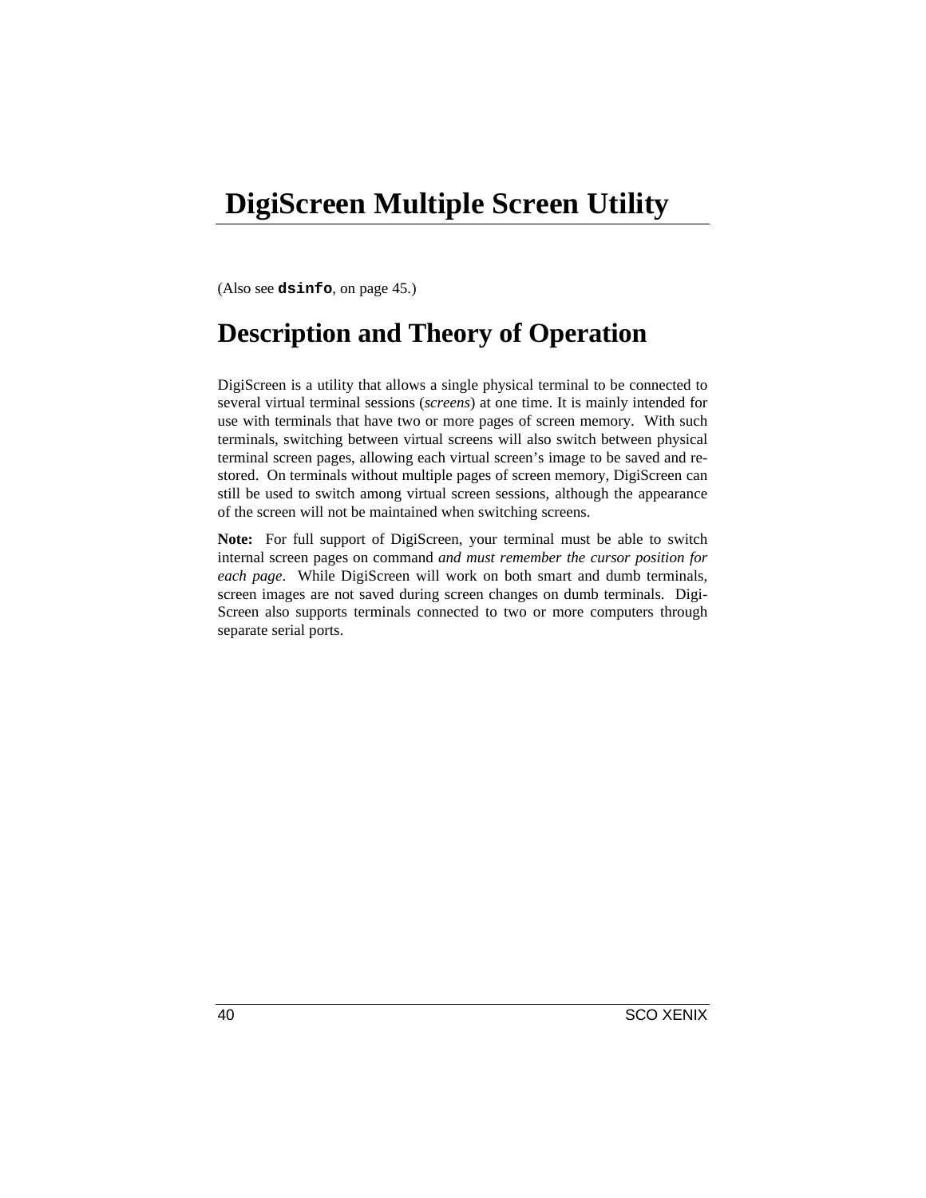# DigiScreen Multiple Screen Utility

(Also see **`dsinfo`**, on page 45.)

## Description and Theory of Operation

DigiScreen is a utility that allows a single physical terminal to be connected to several virtual terminal sessions (*screens*) at one time. It is mainly intended for use with terminals that have two or more pages of screen memory. With such terminals, switching between virtual screens will also switch between physical terminal screen pages, allowing each virtual screen's image to be saved and restored. On terminals without multiple pages of screen memory, DigiScreen can still be used to switch among virtual screen sessions, although the appearance of the screen will not be maintained when switching screens.

**Note:** For full support of DigiScreen, your terminal must be able to switch internal screen pages on command *and must remember the cursor position for each page*. While DigiScreen will work on both smart and dumb terminals, screen images are not saved during screen changes on dumb terminals. DigiScreen also supports terminals connected to two or more computers through separate serial ports.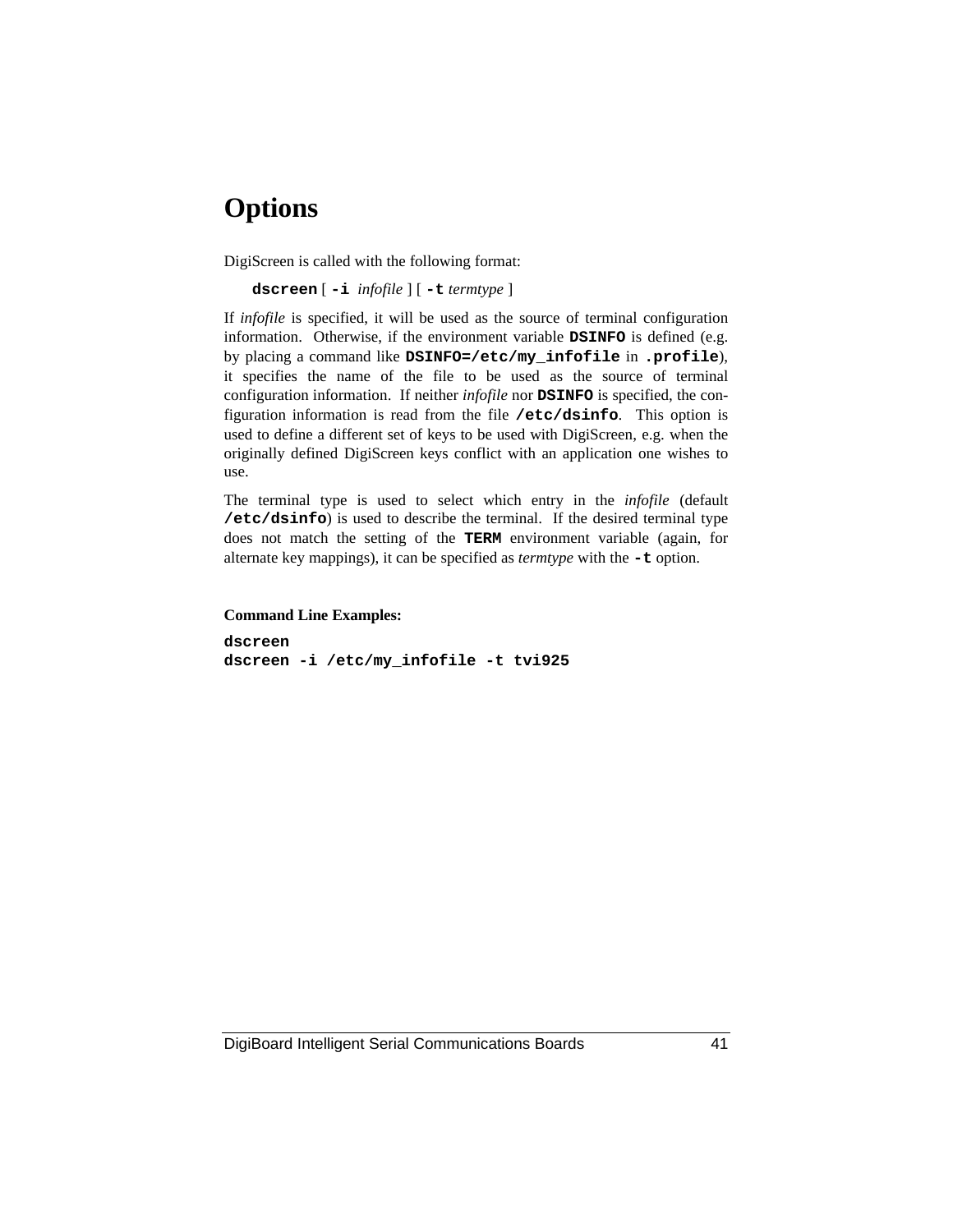# Options

DigiScreen is called with the following format:

**`dscreen`** [ **`-i`** *infofile* ] [ **`-t`** *termtype* ]

If *infofile* is specified, it will be used as the source of terminal configuration information. Otherwise, if the environment variable **`DSINFO`** is defined (e.g. by placing a command like **`DSINFO=/etc/my_infofile`** in **`.profile`**), it specifies the name of the file to be used as the source of terminal configuration information. If neither *infofile* nor **`DSINFO`** is specified, the configuration information is read from the file **`/etc/dsinfo`**. This option is used to define a different set of keys to be used with DigiScreen, e.g. when the originally defined DigiScreen keys conflict with an application one wishes to use.

The terminal type is used to select which entry in the *infofile* (default **`/etc/dsinfo`**) is used to describe the terminal. If the desired terminal type does not match the setting of the **`TERM`** environment variable (again, for alternate key mappings), it can be specified as *termtype* with the **`-t`** option.

**Command Line Examples:**

```
dscreen
dscreen -i /etc/my_infofile -t tvi925
```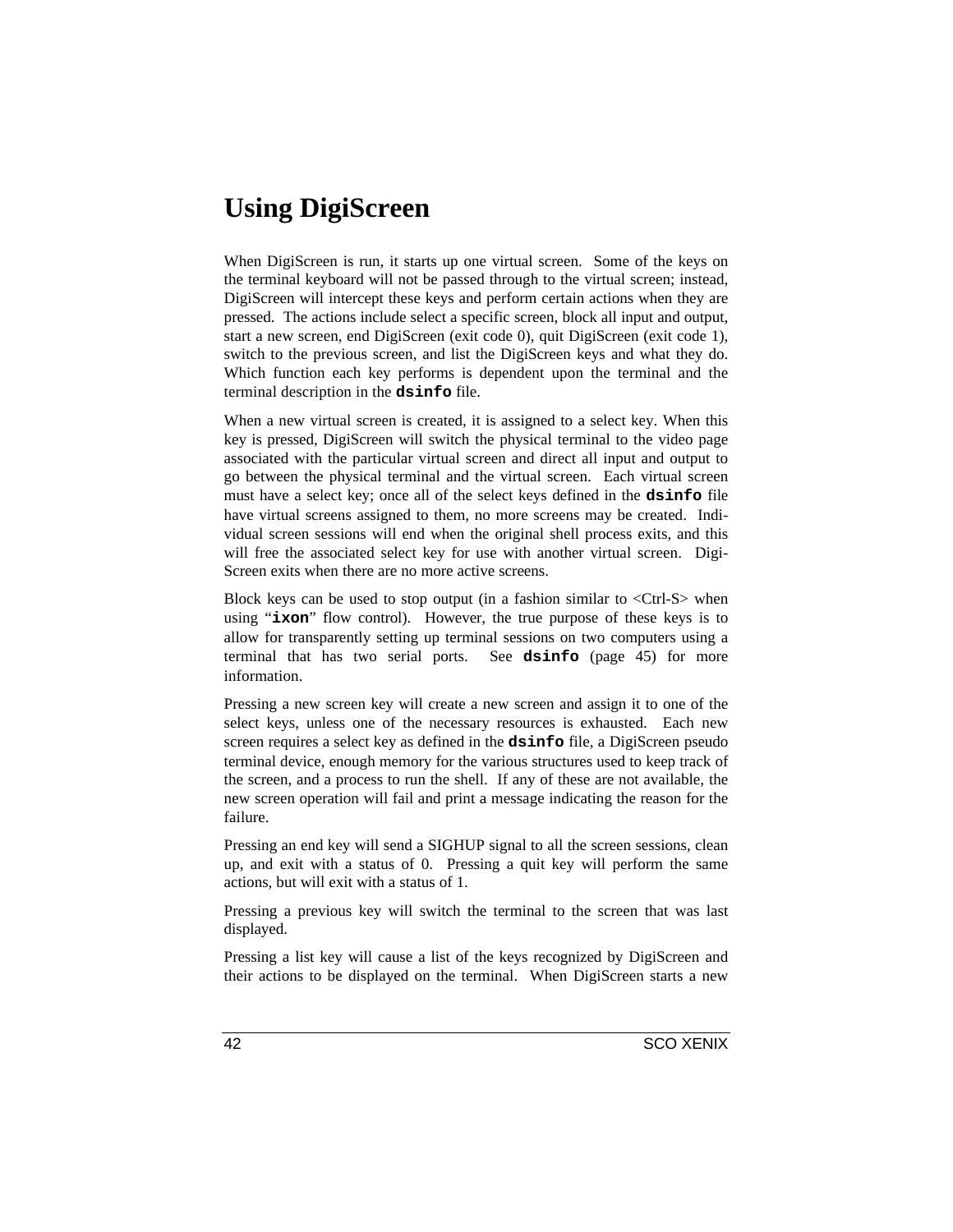# Using DigiScreen

When DigiScreen is run, it starts up one virtual screen. Some of the keys on the terminal keyboard will not be passed through to the virtual screen; instead, DigiScreen will intercept these keys and perform certain actions when they are pressed. The actions include select a specific screen, block all input and output, start a new screen, end DigiScreen (exit code 0), quit DigiScreen (exit code 1), switch to the previous screen, and list the DigiScreen keys and what they do. Which function each key performs is dependent upon the terminal and the terminal description in the **`dsinfo`** file.

When a new virtual screen is created, it is assigned to a select key. When this key is pressed, DigiScreen will switch the physical terminal to the video page associated with the particular virtual screen and direct all input and output to go between the physical terminal and the virtual screen. Each virtual screen must have a select key; once all of the select keys defined in the **`dsinfo`** file have virtual screens assigned to them, no more screens may be created. Individual screen sessions will end when the original shell process exits, and this will free the associated select key for use with another virtual screen. DigiScreen exits when there are no more active screens.

Block keys can be used to stop output (in a fashion similar to <Ctrl-S> when using "**`ixon`**" flow control). However, the true purpose of these keys is to allow for transparently setting up terminal sessions on two computers using a terminal that has two serial ports. See **`dsinfo`** (page 45) for more information.

Pressing a new screen key will create a new screen and assign it to one of the select keys, unless one of the necessary resources is exhausted. Each new screen requires a select key as defined in the **`dsinfo`** file, a DigiScreen pseudo terminal device, enough memory for the various structures used to keep track of the screen, and a process to run the shell. If any of these are not available, the new screen operation will fail and print a message indicating the reason for the failure.

Pressing an end key will send a SIGHUP signal to all the screen sessions, clean up, and exit with a status of 0. Pressing a quit key will perform the same actions, but will exit with a status of 1.

Pressing a previous key will switch the terminal to the screen that was last displayed.

Pressing a list key will cause a list of the keys recognized by DigiScreen and their actions to be displayed on the terminal. When DigiScreen starts a new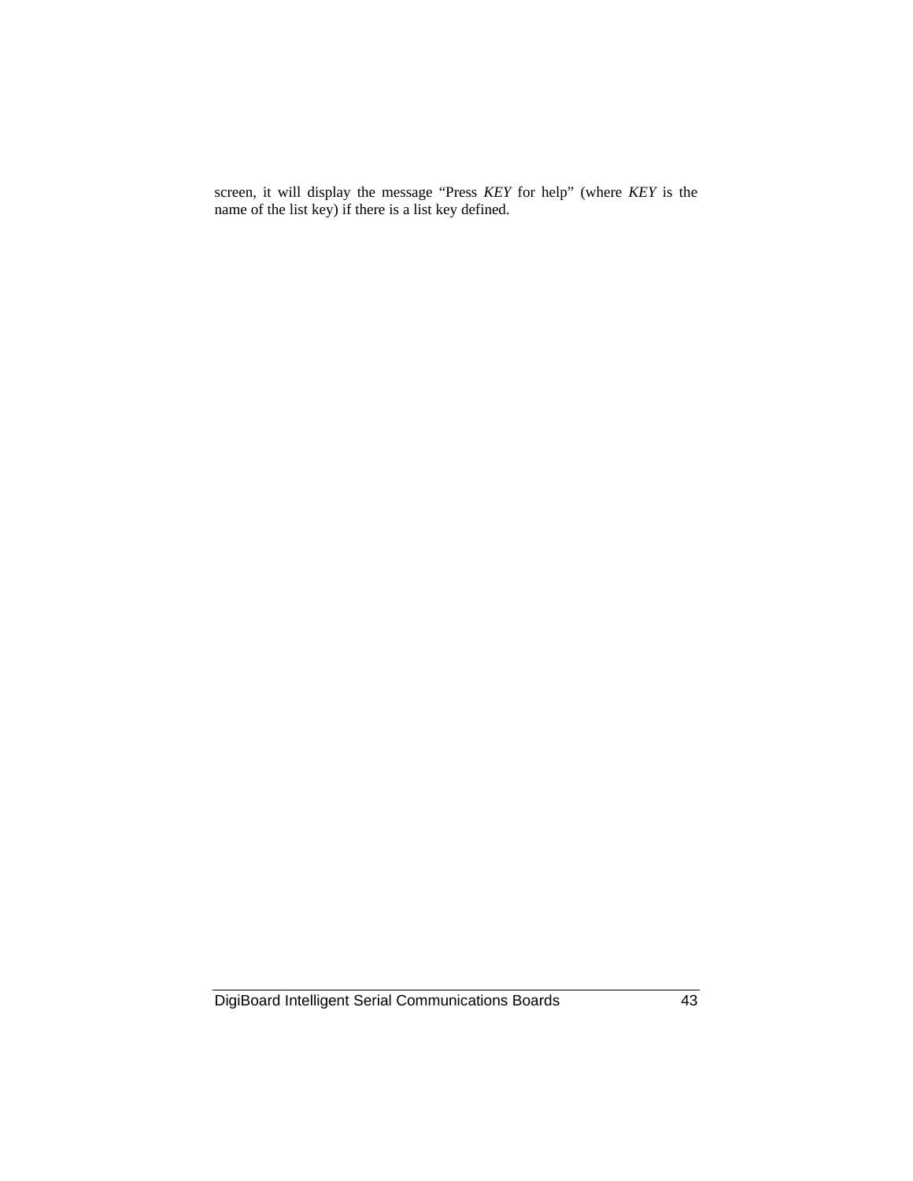screen, it will display the message “Press *KEY* for help” (where *KEY* is the name of the list key) if there is a list key defined.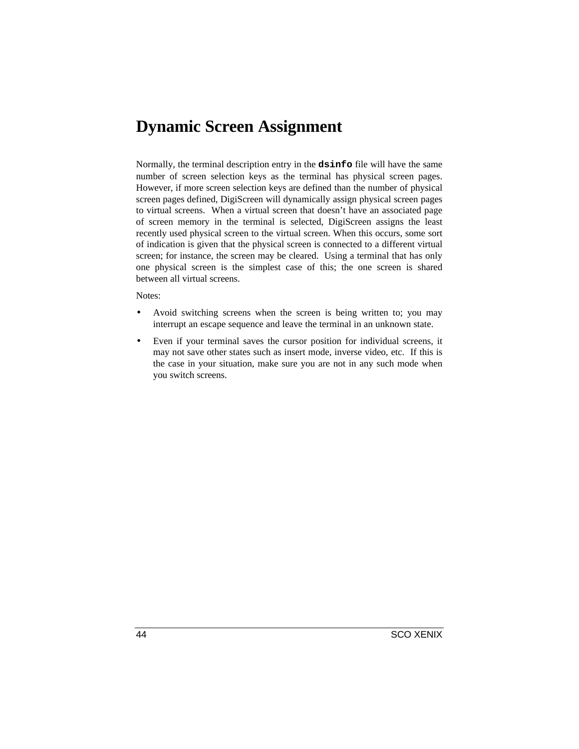# Dynamic Screen Assignment

Normally, the terminal description entry in the **`dsinfo`** file will have the same number of screen selection keys as the terminal has physical screen pages. However, if more screen selection keys are defined than the number of physical screen pages defined, DigiScreen will dynamically assign physical screen pages to virtual screens. When a virtual screen that doesn't have an associated page of screen memory in the terminal is selected, DigiScreen assigns the least recently used physical screen to the virtual screen. When this occurs, some sort of indication is given that the physical screen is connected to a different virtual screen; for instance, the screen may be cleared. Using a terminal that has only one physical screen is the simplest case of this; the one screen is shared between all virtual screens.

Notes:

- Avoid switching screens when the screen is being written to; you may interrupt an escape sequence and leave the terminal in an unknown state.
- Even if your terminal saves the cursor position for individual screens, it may not save other states such as insert mode, inverse video, etc. If this is the case in your situation, make sure you are not in any such mode when you switch screens.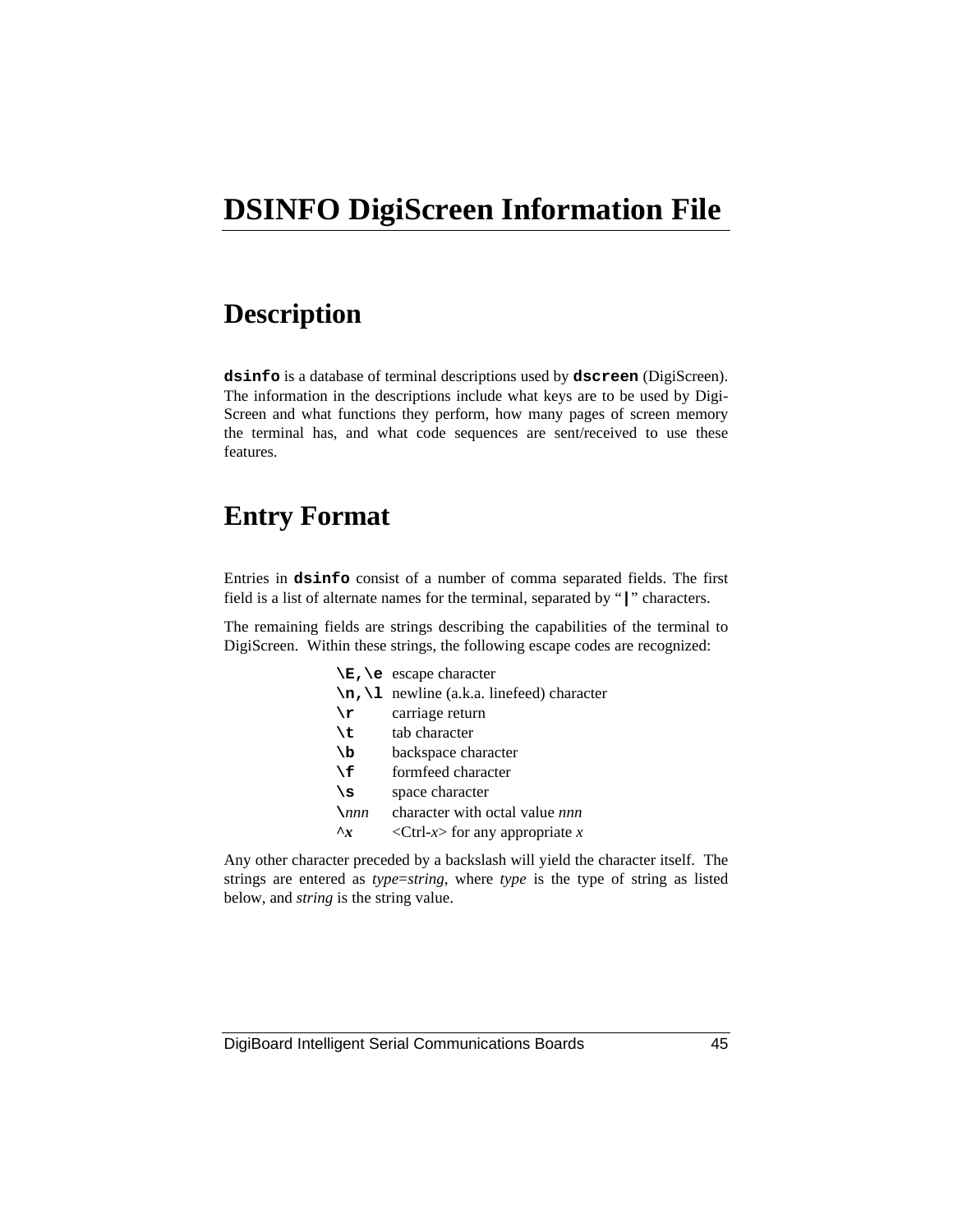# DSINFO DigiScreen Information File

## Description

**`dsinfo`** is a database of terminal descriptions used by **`dscreen`** (DigiScreen). The information in the descriptions include what keys are to be used by DigiScreen and what functions they perform, how many pages of screen memory the terminal has, and what code sequences are sent/received to use these features.

## Entry Format

Entries in **`dsinfo`** consist of a number of comma separated fields. The first field is a list of alternate names for the terminal, separated by "**|**" characters.

The remaining fields are strings describing the capabilities of the terminal to DigiScreen. Within these strings, the following escape codes are recognized:

| | |
|---|---|
| **`\E,\e`** | escape character |
| **`\n,\l`** | newline (a.k.a. linefeed) character |
| **`\r`** | carriage return |
| **`\t`** | tab character |
| **`\b`** | backspace character |
| **`\f`** | formfeed character |
| **`\s`** | space character |
| **`\`***nnn* | character with octal value *nnn* |
| **`^`***x* | <Ctrl-*x*> for any appropriate *x* |

Any other character preceded by a backslash will yield the character itself. The strings are entered as *type*=*string*, where *type* is the type of string as listed below, and *string* is the string value.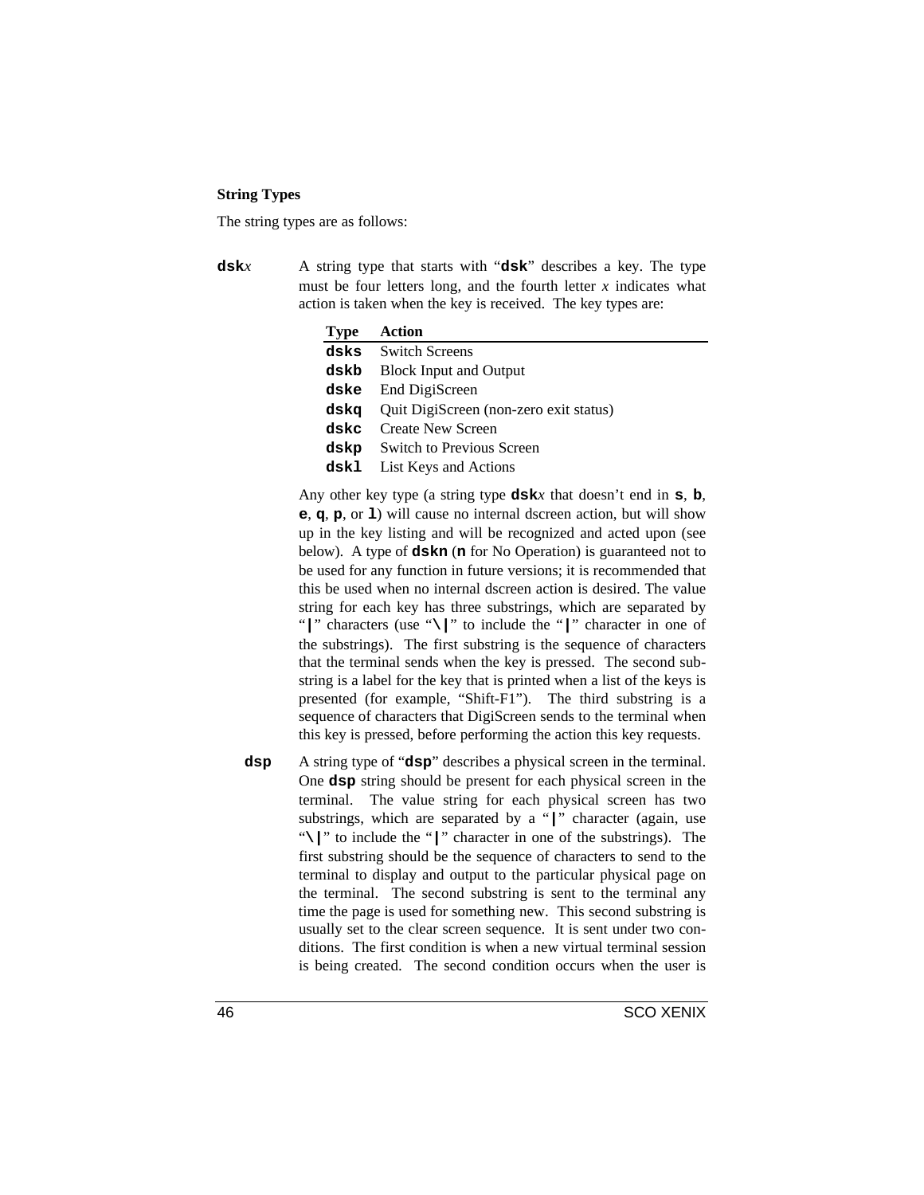### String Types

The string types are as follows:

**dsk***x*

A string type that starts with "**dsk**" describes a key. The type must be four letters long, and the fourth letter *x* indicates what action is taken when the key is received. The key types are:

| Type | Action |
|---|---|
| **dsks** | Switch Screens |
| **dskb** | Block Input and Output |
| **dske** | End DigiScreen |
| **dskq** | Quit DigiScreen (non-zero exit status) |
| **dskc** | Create New Screen |
| **dskp** | Switch to Previous Screen |
| **dskl** | List Keys and Actions |

Any other key type (a string type **dsk***x* that doesn't end in **s**, **b**, **e**, **q**, **p**, or **l**) will cause no internal dscreen action, but will show up in the key listing and will be recognized and acted upon (see below). A type of **dskn** (**n** for No Operation) is guaranteed not to be used for any function in future versions; it is recommended that this be used when no internal dscreen action is desired. The value string for each key has three substrings, which are separated by "**|**" characters (use "**\|**" to include the "**|**" character in one of the substrings). The first substring is the sequence of characters that the terminal sends when the key is pressed. The second substring is a label for the key that is printed when a list of the keys is presented (for example, "Shift-F1"). The third substring is a sequence of characters that DigiScreen sends to the terminal when this key is pressed, before performing the action this key requests.

**dsp**

A string type of "**dsp**" describes a physical screen in the terminal. One **dsp** string should be present for each physical screen in the terminal. The value string for each physical screen has two substrings, which are separated by a "**|**" character (again, use "**\|**" to include the "**|**" character in one of the substrings). The first substring should be the sequence of characters to send to the terminal to display and output to the particular physical page on the terminal. The second substring is sent to the terminal any time the page is used for something new. This second substring is usually set to the clear screen sequence. It is sent under two conditions. The first condition is when a new virtual terminal session is being created. The second condition occurs when the user is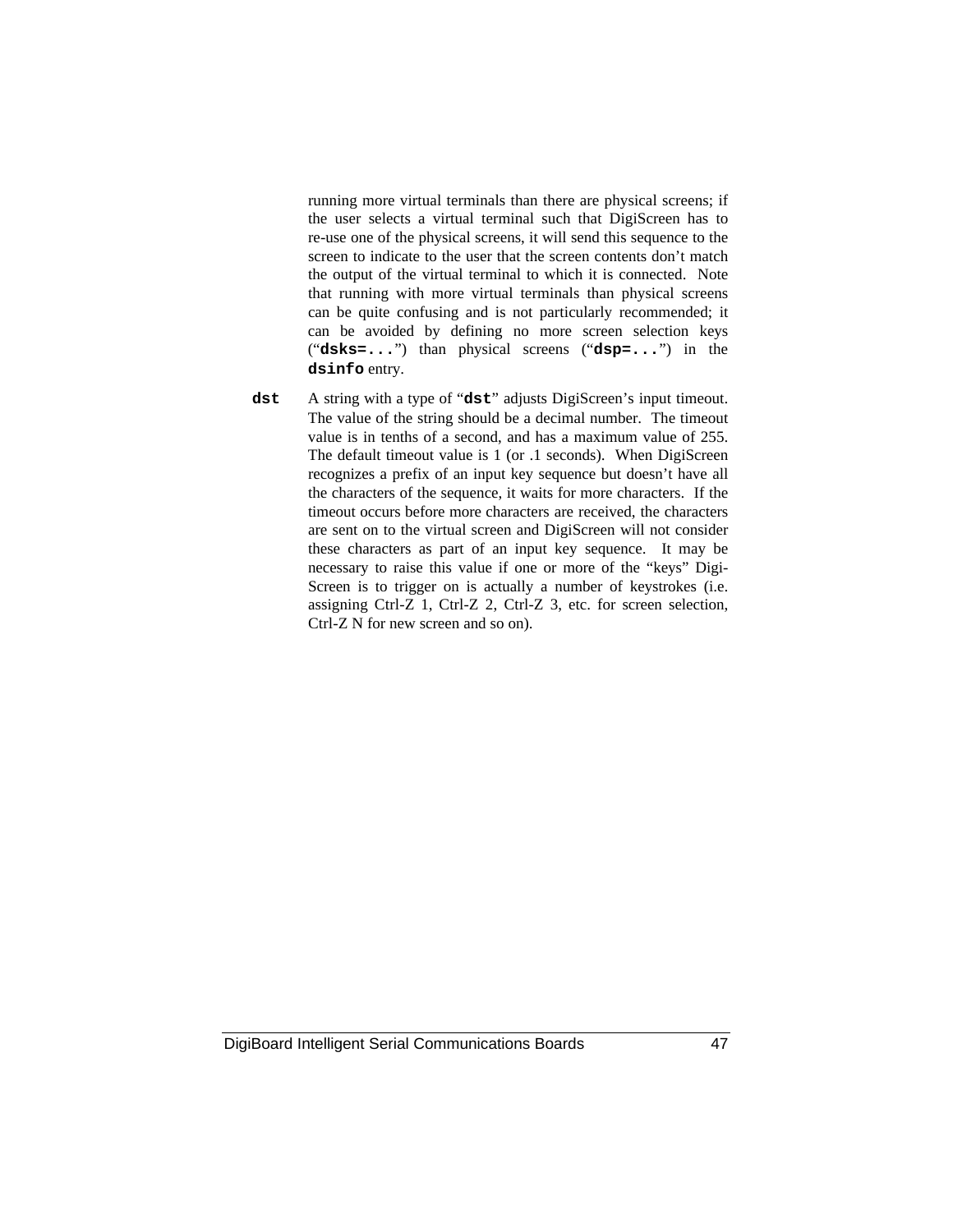running more virtual terminals than there are physical screens; if the user selects a virtual terminal such that DigiScreen has to re-use one of the physical screens, it will send this sequence to the screen to indicate to the user that the screen contents don't match the output of the virtual terminal to which it is connected. Note that running with more virtual terminals than physical screens can be quite confusing and is not particularly recommended; it can be avoided by defining no more screen selection keys ("**`dsks=...`**") than physical screens ("**`dsp=...`**") in the **`dsinfo`** entry.

**`dst`** A string with a type of "**`dst`**" adjusts DigiScreen's input timeout. The value of the string should be a decimal number. The timeout value is in tenths of a second, and has a maximum value of 255. The default timeout value is 1 (or .1 seconds). When DigiScreen recognizes a prefix of an input key sequence but doesn't have all the characters of the sequence, it waits for more characters. If the timeout occurs before more characters are received, the characters are sent on to the virtual screen and DigiScreen will not consider these characters as part of an input key sequence. It may be necessary to raise this value if one or more of the "keys" DigiScreen is to trigger on is actually a number of keystrokes (i.e. assigning Ctrl-Z 1, Ctrl-Z 2, Ctrl-Z 3, etc. for screen selection, Ctrl-Z N for new screen and so on).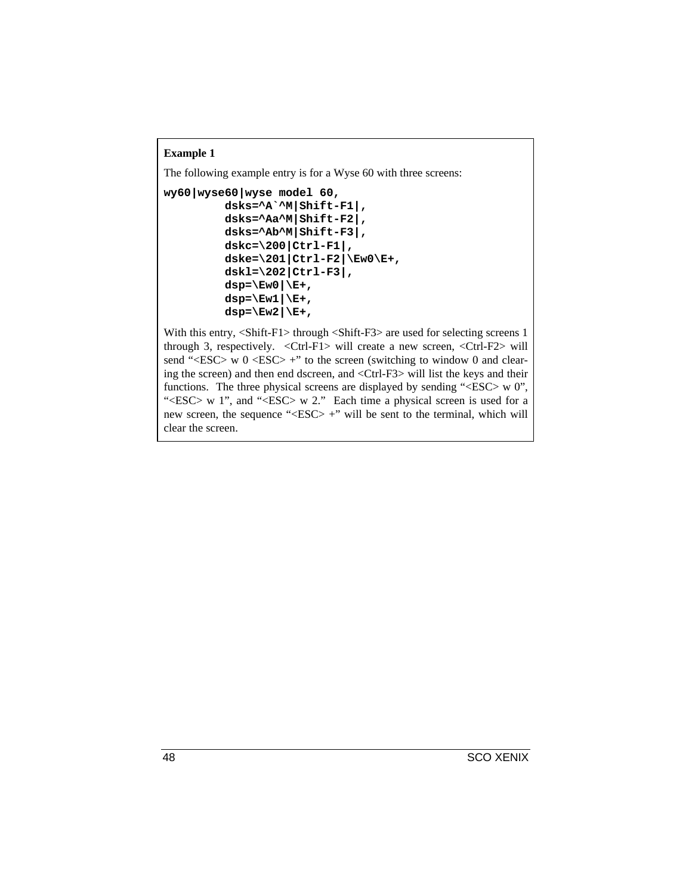**Example 1**

The following example entry is for a Wyse 60 with three screens:

```
wy60|wyse60|wyse model 60,
          dsks=^A`^M|Shift-F1|,
          dsks=^Aa^M|Shift-F2|,
          dsks=^Ab^M|Shift-F3|,
          dskc=\200|Ctrl-F1|,
          dske=\201|Ctrl-F2|\Ew0\E+,
          dskl=\202|Ctrl-F3|,
          dsp=\Ew0|\E+,
          dsp=\Ew1|\E+,
          dsp=\Ew2|\E+,
```

With this entry, <Shift-F1> through <Shift-F3> are used for selecting screens 1 through 3, respectively. <Ctrl-F1> will create a new screen, <Ctrl-F2> will send "<ESC> w 0 <ESC> +" to the screen (switching to window 0 and clearing the screen) and then end dscreen, and <Ctrl-F3> will list the keys and their functions. The three physical screens are displayed by sending "<ESC> w 0", "<ESC> w 1", and "<ESC> w 2." Each time a physical screen is used for a new screen, the sequence "<ESC> +" will be sent to the terminal, which will clear the screen.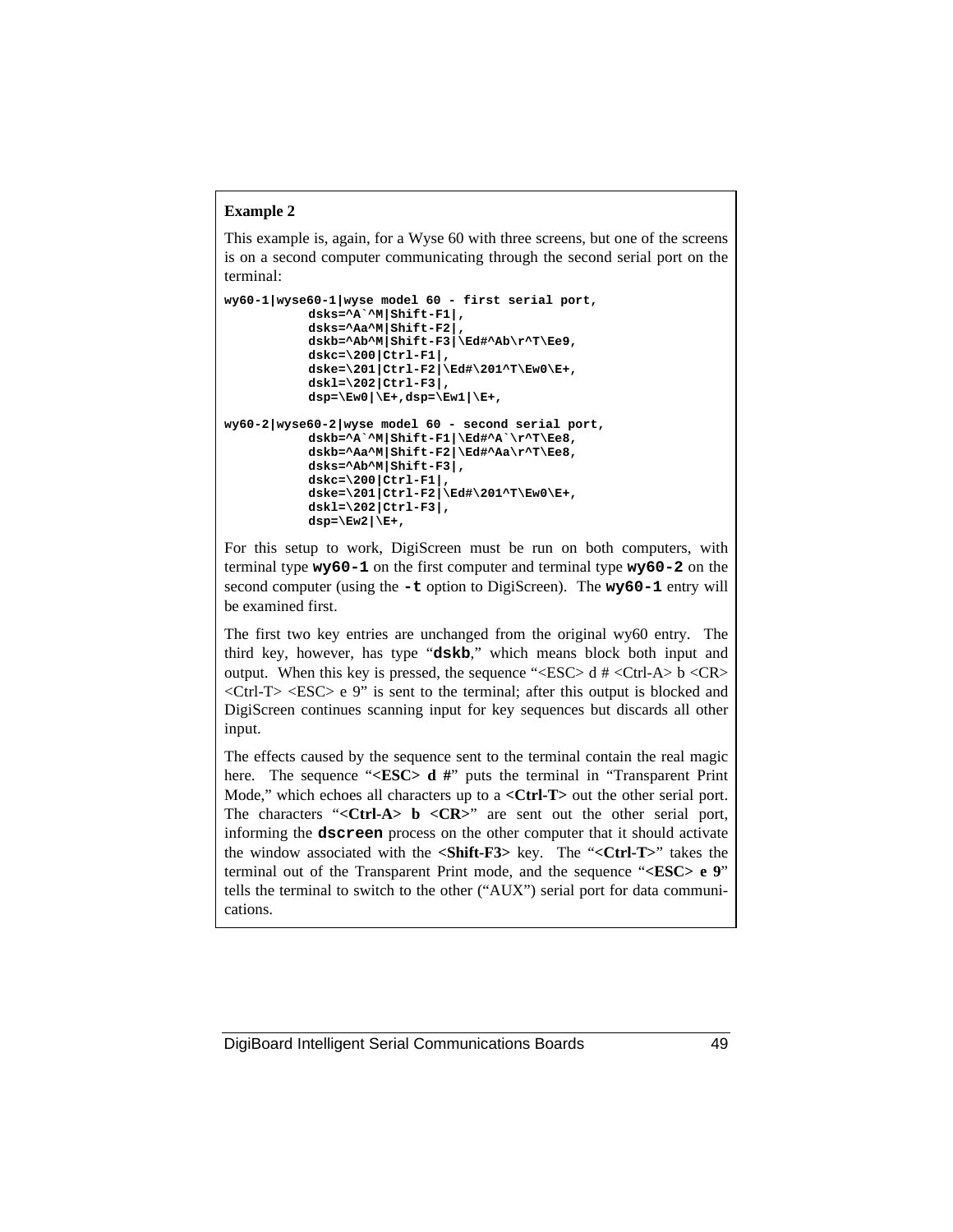**Example 2**

This example is, again, for a Wyse 60 with three screens, but one of the screens is on a second computer communicating through the second serial port on the terminal:

```
wy60-1|wyse60-1|wyse model 60 - first serial port,
          dsks=^A`^M|Shift-F1|,
          dsks=^Aa^M|Shift-F2|,
          dskb=^Ab^M|Shift-F3|\Ed#^Ab\r^T\Ee9,
          dskc=\200|Ctrl-F1|,
          dske=\201|Ctrl-F2|\Ed#\201^T\Ew0\E+,
          dskl=\202|Ctrl-F3|,
          dsp=\Ew0|\E+,dsp=\Ew1|\E+,

wy60-2|wyse60-2|wyse model 60 - second serial port,
          dskb=^A`^M|Shift-F1|\Ed#^A`\r^T\Ee8,
          dskb=^Aa^M|Shift-F2|\Ed#^Aa\r^T\Ee8,
          dsks=^Ab^M|Shift-F3|,
          dskc=\200|Ctrl-F1|,
          dske=\201|Ctrl-F2|\Ed#\201^T\Ew0\E+,
          dskl=\202|Ctrl-F3|,
          dsp=\Ew2|\E+,
```

For this setup to work, DigiScreen must be run on both computers, with terminal type **wy60-1** on the first computer and terminal type **wy60-2** on the second computer (using the **-t** option to DigiScreen). The **wy60-1** entry will be examined first.

The first two key entries are unchanged from the original wy60 entry. The third key, however, has type "**dskb**," which means block both input and output. When this key is pressed, the sequence "<ESC> d # <Ctrl-A> b <CR> <Ctrl-T> <ESC> e 9" is sent to the terminal; after this output is blocked and DigiScreen continues scanning input for key sequences but discards all other input.

The effects caused by the sequence sent to the terminal contain the real magic here. The sequence "**<ESC> d #**" puts the terminal in "Transparent Print Mode," which echoes all characters up to a **<Ctrl-T>** out the other serial port. The characters "**<Ctrl-A> b <CR>**" are sent out the other serial port, informing the **dscreen** process on the other computer that it should activate the window associated with the **<Shift-F3>** key. The "**<Ctrl-T>**" takes the terminal out of the Transparent Print mode, and the sequence "**<ESC> e 9**" tells the terminal to switch to the other ("AUX") serial port for data communications.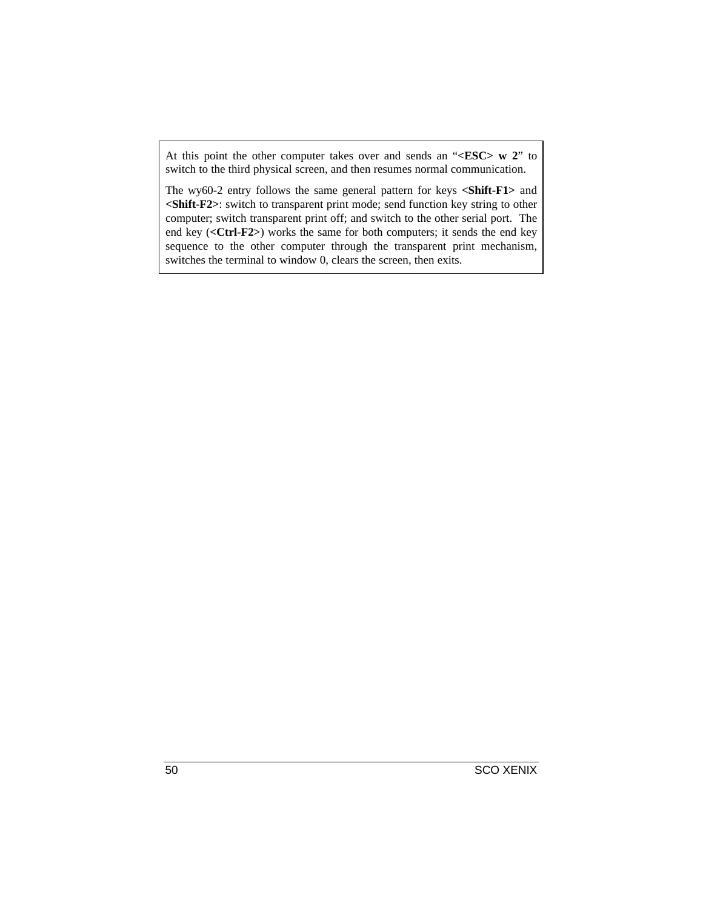At this point the other computer takes over and sends an "**<ESC> w 2**" to switch to the third physical screen, and then resumes normal communication.

The wy60-2 entry follows the same general pattern for keys **<Shift-F1>** and **<Shift-F2>**: switch to transparent print mode; send function key string to other computer; switch transparent print off; and switch to the other serial port. The end key (**<Ctrl-F2>**) works the same for both computers; it sends the end key sequence to the other computer through the transparent print mechanism, switches the terminal to window 0, clears the screen, then exits.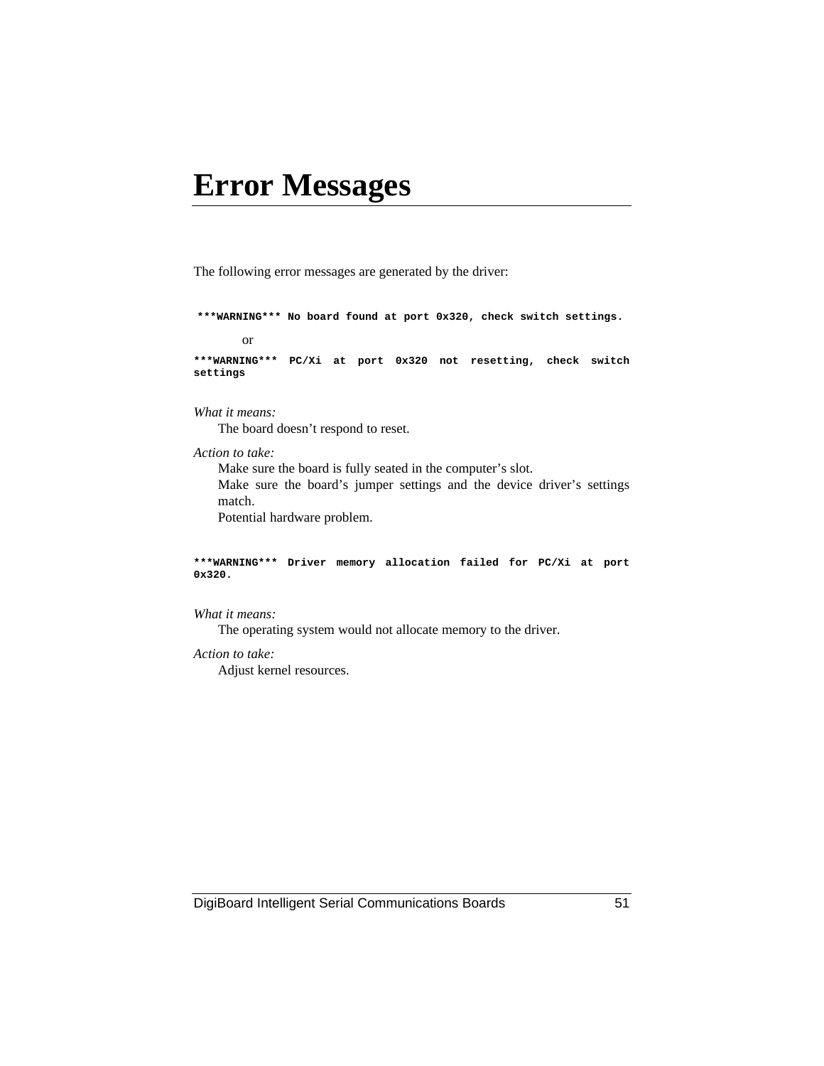# Error Messages

The following error messages are generated by the driver:

**`***WARNING*** No board found at port 0x320, check switch settings.`**

or

**`***WARNING*** PC/Xi at port 0x320 not resetting, check switch settings`**

*What it means:*

The board doesn't respond to reset.

*Action to take:*

Make sure the board is fully seated in the computer's slot.

Make sure the board's jumper settings and the device driver's settings match.

Potential hardware problem.

**`***WARNING*** Driver memory allocation failed for PC/Xi at port 0x320.`**

*What it means:*

The operating system would not allocate memory to the driver.

*Action to take:*

Adjust kernel resources.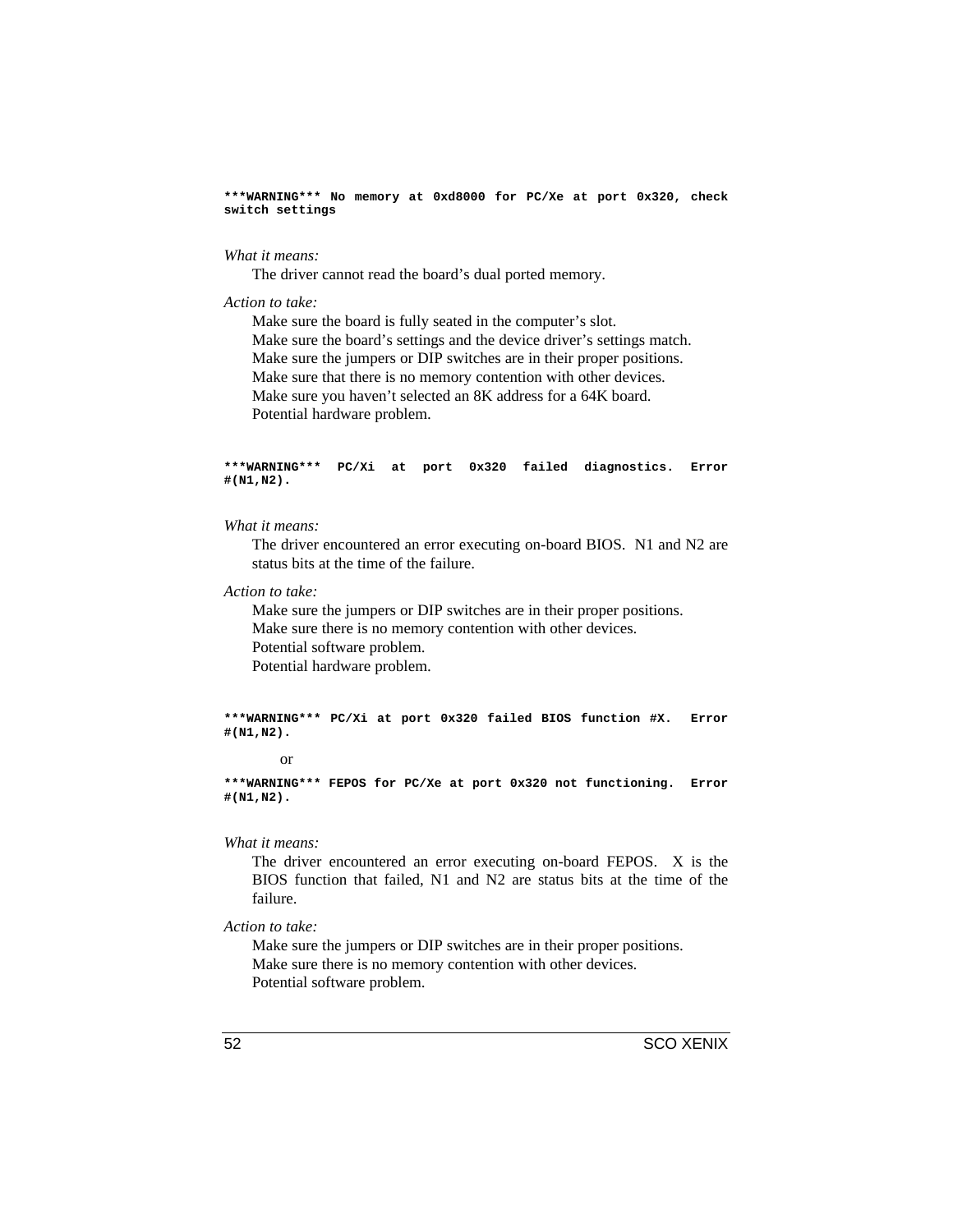**\*\*\*WARNING\*\*\* No memory at 0xd8000 for PC/Xe at port 0x320, check switch settings**

*What it means:*

The driver cannot read the board's dual ported memory.

*Action to take:*

Make sure the board is fully seated in the computer's slot.
Make sure the board's settings and the device driver's settings match.
Make sure the jumpers or DIP switches are in their proper positions.
Make sure that there is no memory contention with other devices.
Make sure you haven't selected an 8K address for a 64K board.
Potential hardware problem.

**\*\*\*WARNING\*\*\* PC/Xi at port 0x320 failed diagnostics. Error #(N1,N2).**

*What it means:*

The driver encountered an error executing on-board BIOS. N1 and N2 are status bits at the time of the failure.

*Action to take:*

Make sure the jumpers or DIP switches are in their proper positions.
Make sure there is no memory contention with other devices.
Potential software problem.
Potential hardware problem.

**\*\*\*WARNING\*\*\* PC/Xi at port 0x320 failed BIOS function #X. Error #(N1,N2).**

or

**\*\*\*WARNING\*\*\* FEPOS for PC/Xe at port 0x320 not functioning. Error #(N1,N2).**

*What it means:*

The driver encountered an error executing on-board FEPOS. X is the BIOS function that failed, N1 and N2 are status bits at the time of the failure.

*Action to take:*

Make sure the jumpers or DIP switches are in their proper positions.
Make sure there is no memory contention with other devices.
Potential software problem.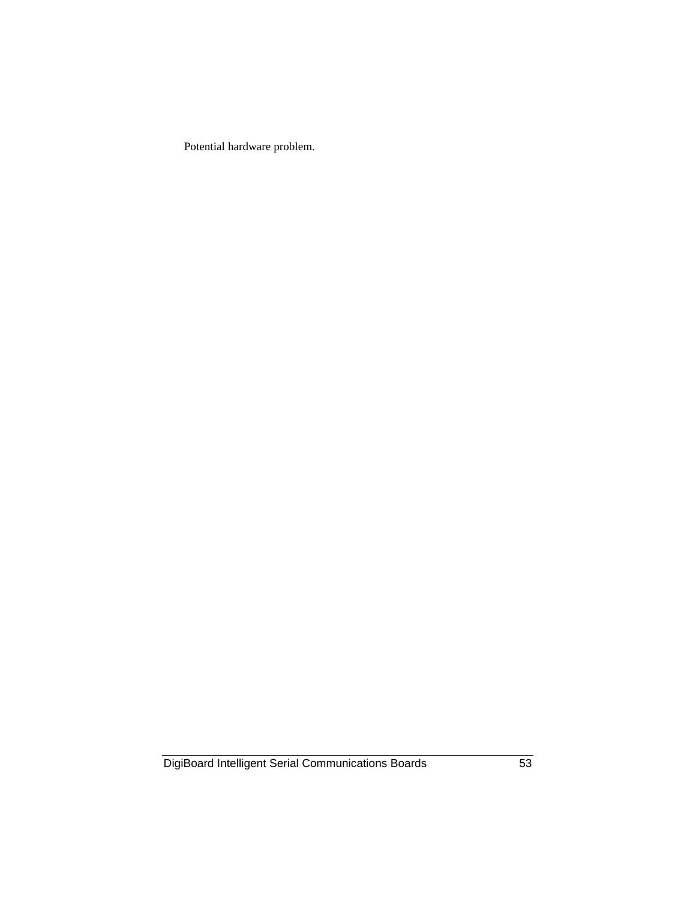Potential hardware problem.